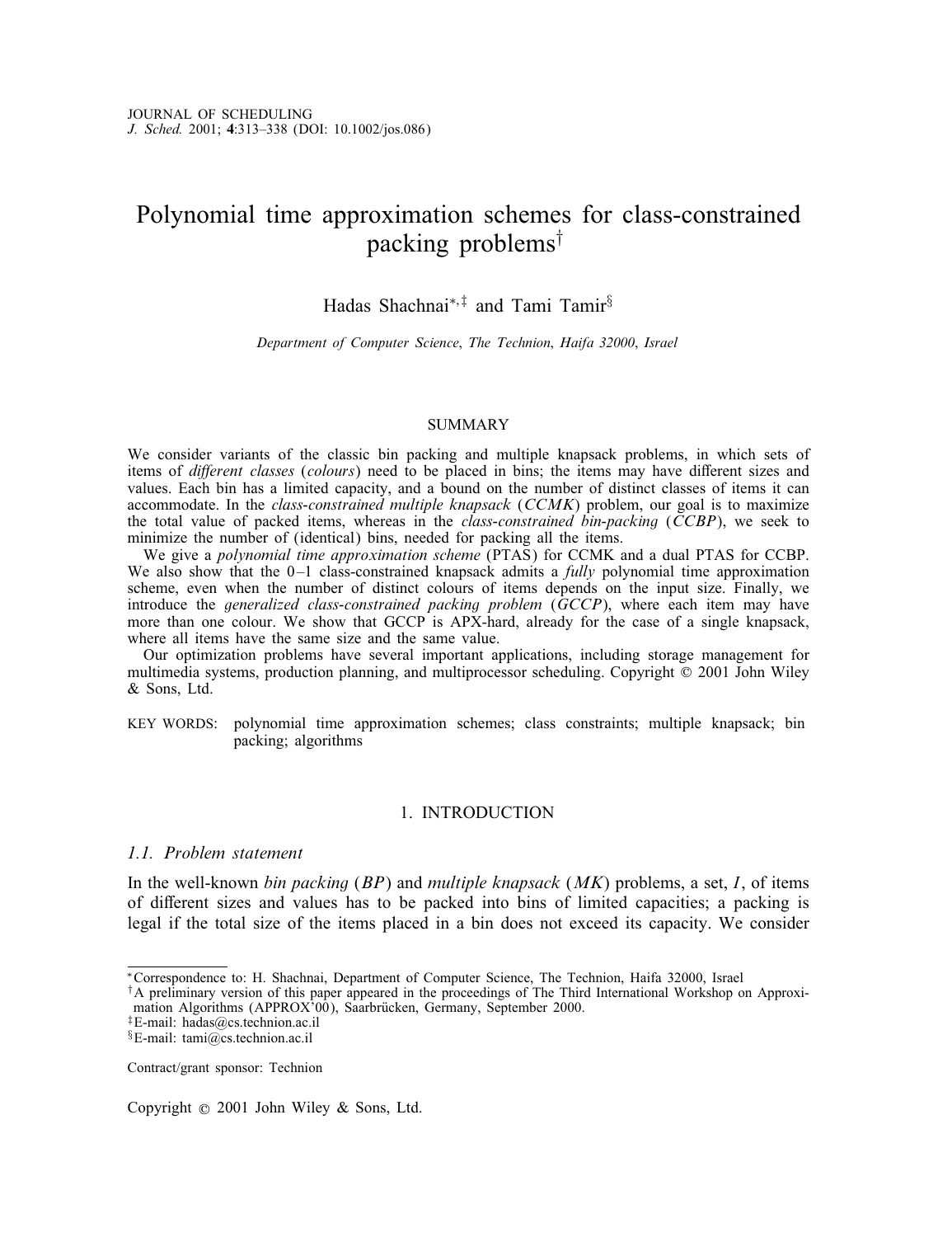# Polynomial time approximation schemes for class-constrained packing problems[†]

Hadas Shachnai[*,‡] and Tami Tamir[§]

*Department of Computer Science, The Technion, Haifa 32000, Israel*

## SUMMARY

We consider variants of the classic bin packing and multiple knapsack problems, in which sets of items of *different classes* (*colours*) need to be placed in bins; the items may have different sizes and values. Each bin has a limited capacity, and a bound on the number of distinct classes of items it can accommodate. In the *class-constrained multiple knapsack* (*CCMK*) problem, our goal is to maximize the total value of packed items, whereas in the *class-constrained bin-packing* (*CCBP*), we seek to minimize the number of (identical) bins, needed for packing all the items.

We give a *polynomial time approximation scheme* (PTAS) for CCMK and a dual PTAS for CCBP. We also show that the 0–1 class-constrained knapsack admits a *fully* polynomial time approximation scheme, even when the number of distinct colours of items depends on the input size. Finally, we introduce the *generalized class-constrained packing problem* (*GCCP*), where each item may have more than one colour. We show that GCCP is APX-hard, already for the case of a single knapsack, where all items have the same size and the same value.

Our optimization problems have several important applications, including storage management for multimedia systems, production planning, and multiprocessor scheduling. Copyright © 2001 John Wiley & Sons, Ltd.

KEY WORDS: polynomial time approximation schemes; class constraints; multiple knapsack; bin packing; algorithms

## 1. INTRODUCTION

### 1.1. Problem statement

In the well-known *bin packing* (*BP*) and *multiple knapsack* (*MK*) problems, a set, *I*, of items of different sizes and values has to be packed into bins of limited capacities; a packing is legal if the total size of the items placed in a bin does not exceed its capacity. We consider

---

[*] Correspondence to: H. Shachnai, Department of Computer Science, The Technion, Haifa 32000, Israel

[†] A preliminary version of this paper appeared in the proceedings of The Third International Workshop on Approximation Algorithms (APPROX'00), Saarbrücken, Germany, September 2000.

[‡] E-mail: hadas@cs.technion.ac.il

[§] E-mail: tami@cs.technion.ac.il

Contract/grant sponsor: Technion

Copyright © 2001 John Wiley & Sons, Ltd.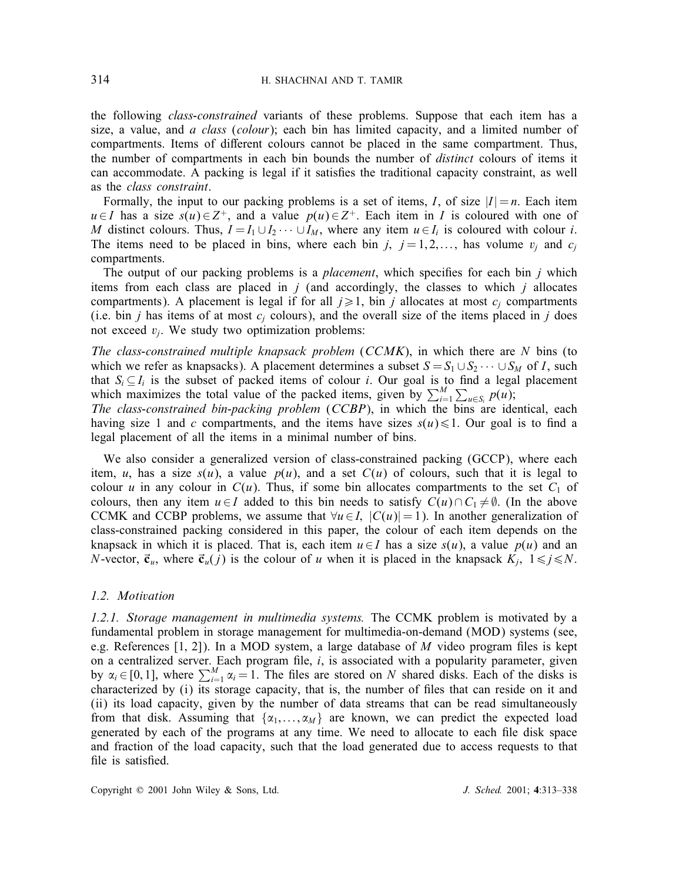the following *class-constrained* variants of these problems. Suppose that each item has a size, a value, and *a class* (*colour*); each bin has limited capacity, and a limited number of compartments. Items of different colours cannot be placed in the same compartment. Thus, the number of compartments in each bin bounds the number of *distinct* colours of items it can accommodate. A packing is legal if it satisfies the traditional capacity constraint, as well as the *class constraint*.

Formally, the input to our packing problems is a set of items, $I$, of size $|I| = n$. Each item $u \in I$ has a size $s(u) \in Z^+$, and a value $p(u) \in Z^+$. Each item in $I$ is coloured with one of $M$ distinct colours. Thus, $I = I_1 \cup I_2 \cdots \cup I_M$, where any item $u \in I_i$ is coloured with colour $i$. The items need to be placed in bins, where each bin $j$, $j = 1, 2, \ldots,$ has volume $v_j$ and $c_j$ compartments.

The output of our packing problems is a *placement*, which specifies for each bin $j$ which items from each class are placed in $j$ (and accordingly, the classes to which $j$ allocates compartments). A placement is legal if for all $j \geqslant 1$, bin $j$ allocates at most $c_j$ compartments (i.e. bin $j$ has items of at most $c_j$ colours), and the overall size of the items placed in $j$ does not exceed $v_j$. We study two optimization problems:

*The class-constrained multiple knapsack problem* (*CCMK*), in which there are $N$ bins (to which we refer as knapsacks). A placement determines a subset $S = S_1 \cup S_2 \cdots \cup S_M$ of $I$, such that $S_i \subseteq I_i$ is the subset of packed items of colour $i$. Our goal is to find a legal placement which maximizes the total value of the packed items, given by $\sum_{i=1}^{M} \sum_{u \in S_i} p(u)$;

*The class-constrained bin-packing problem* (*CCBP*), in which the bins are identical, each having size 1 and $c$ compartments, and the items have sizes $s(u) \leqslant 1$. Our goal is to find a legal placement of all the items in a minimal number of bins.

We also consider a generalized version of class-constrained packing (GCCP), where each item, $u$, has a size $s(u)$, a value $p(u)$, and a set $C(u)$ of colours, such that it is legal to colour $u$ in any colour in $C(u)$. Thus, if some bin allocates compartments to the set $C_1$ of colours, then any item $u \in I$ added to this bin needs to satisfy $C(u) \cap C_1 \neq \emptyset$. (In the above CCMK and CCBP problems, we assume that $\forall u \in I$, $|C(u)| = 1$). In another generalization of class-constrained packing considered in this paper, the colour of each item depends on the knapsack in which it is placed. That is, each item $u \in I$ has a size $s(u)$, a value $p(u)$ and an $N$-vector, $\vec{\mathbf{c}}_u$, where $\vec{\mathbf{c}}_u(j)$ is the colour of $u$ when it is placed in the knapsack $K_j$, $1 \leqslant j \leqslant N$.

### *1.2. Motivation*

*1.2.1. Storage management in multimedia systems.* The CCMK problem is motivated by a fundamental problem in storage management for multimedia-on-demand (MOD) systems (see, e.g. References [1, 2]). In a MOD system, a large database of $M$ video program files is kept on a centralized server. Each program file, $i$, is associated with a popularity parameter, given by $\alpha_i \in [0, 1]$, where $\sum_{i=1}^{M} \alpha_i = 1$. The files are stored on $N$ shared disks. Each of the disks is characterized by (i) its storage capacity, that is, the number of files that can reside on it and (ii) its load capacity, given by the number of data streams that can be read simultaneously from that disk. Assuming that $\{\alpha_1, \ldots, \alpha_M\}$ are known, we can predict the expected load generated by each of the programs at any time. We need to allocate to each file disk space and fraction of the load capacity, such that the load generated due to access requests to that file is satisfied.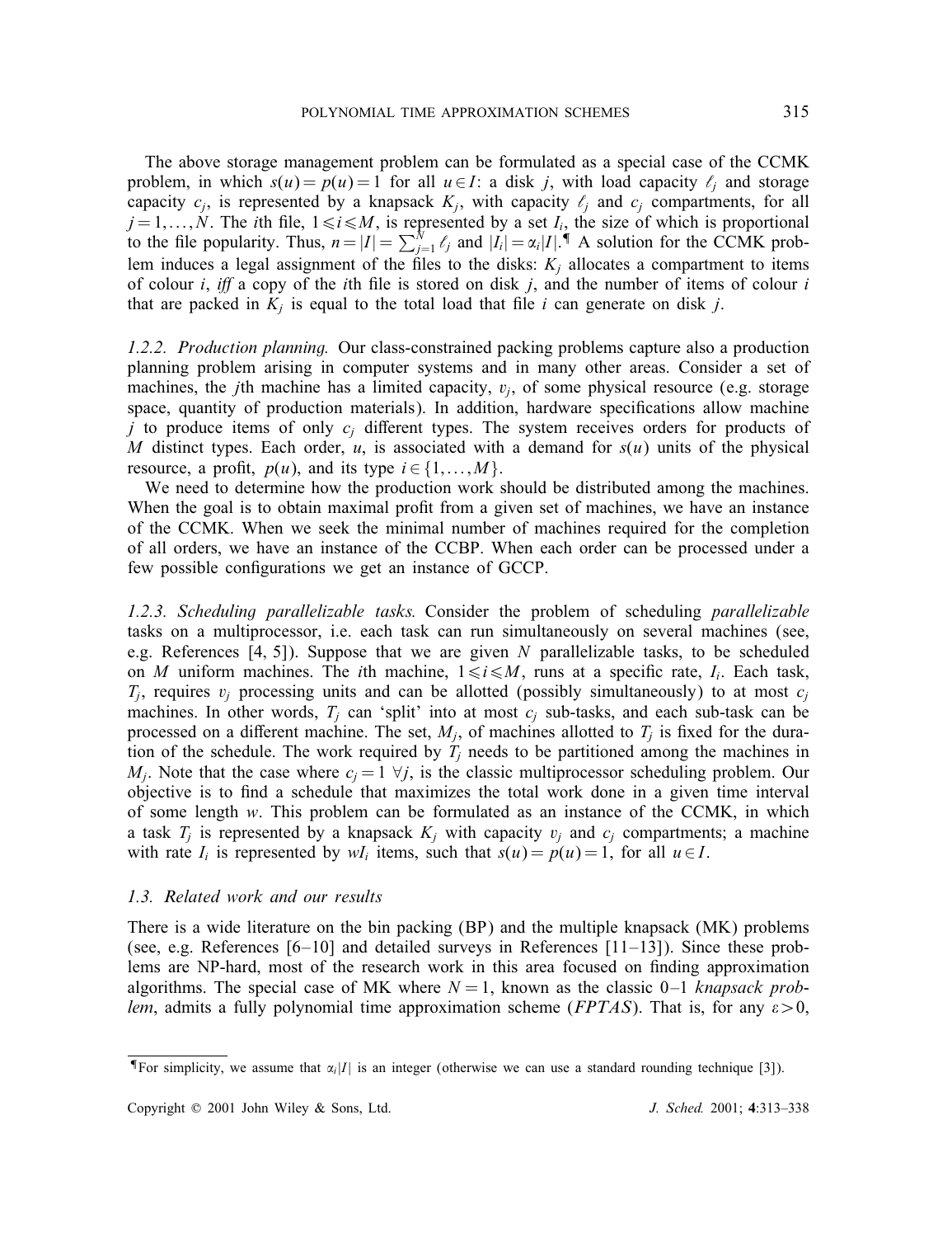The above storage management problem can be formulated as a special case of the CCMK problem, in which $s(u)=p(u)=1$ for all $u \in I$: a disk $j$, with load capacity $\ell_j$ and storage capacity $c_j$, is represented by a knapsack $K_j$, with capacity $\ell_j$ and $c_j$ compartments, for all $j=1,\ldots,N$. The $i$th file, $1 \leqslant i \leqslant M$, is represented by a set $I_i$, the size of which is proportional to the file popularity. Thus, $n=|I|=\sum_{j=1}^{N} \ell_j$ and $|I_i|=\alpha_i|I|$.[¶] A solution for the CCMK problem induces a legal assignment of the files to the disks: $K_j$ allocates a compartment to items of colour $i$, *iff* a copy of the $i$th file is stored on disk $j$, and the number of items of colour $i$ that are packed in $K_j$ is equal to the total load that file $i$ can generate on disk $j$.

*1.2.2. Production planning.* Our class-constrained packing problems capture also a production planning problem arising in computer systems and in many other areas. Consider a set of machines, the $j$th machine has a limited capacity, $v_j$, of some physical resource (e.g. storage space, quantity of production materials). In addition, hardware specifications allow machine $j$ to produce items of only $c_j$ different types. The system receives orders for products of $M$ distinct types. Each order, $u$, is associated with a demand for $s(u)$ units of the physical resource, a profit, $p(u)$, and its type $i \in \{1,\ldots,M\}$.

We need to determine how the production work should be distributed among the machines. When the goal is to obtain maximal profit from a given set of machines, we have an instance of the CCMK. When we seek the minimal number of machines required for the completion of all orders, we have an instance of the CCBP. When each order can be processed under a few possible configurations we get an instance of GCCP.

*1.2.3. Scheduling parallelizable tasks.* Consider the problem of scheduling *parallelizable* tasks on a multiprocessor, i.e. each task can run simultaneously on several machines (see, e.g. References [4, 5]). Suppose that we are given $N$ parallelizable tasks, to be scheduled on $M$ uniform machines. The $i$th machine, $1 \leqslant i \leqslant M$, runs at a specific rate, $I_i$. Each task, $T_j$, requires $v_j$ processing units and can be allotted (possibly simultaneously) to at most $c_j$ machines. In other words, $T_j$ can 'split' into at most $c_j$ sub-tasks, and each sub-task can be processed on a different machine. The set, $M_j$, of machines allotted to $T_j$ is fixed for the duration of the schedule. The work required by $T_j$ needs to be partitioned among the machines in $M_j$. Note that the case where $c_j = 1\ \forall j$, is the classic multiprocessor scheduling problem. Our objective is to find a schedule that maximizes the total work done in a given time interval of some length $w$. This problem can be formulated as an instance of the CCMK, in which a task $T_j$ is represented by a knapsack $K_j$ with capacity $v_j$ and $c_j$ compartments; a machine with rate $I_i$ is represented by $wI_i$ items, such that $s(u)=p(u)=1$, for all $u \in I$.

### 1.3. Related work and our results

There is a wide literature on the bin packing (BP) and the multiple knapsack (MK) problems (see, e.g. References [6–10] and detailed surveys in References [11–13]). Since these problems are NP-hard, most of the research work in this area focused on finding approximation algorithms. The special case of MK where $N=1$, known as the classic 0–1 *knapsack problem*, admits a fully polynomial time approximation scheme (*FPTAS*). That is, for any $\varepsilon>0$,

---

[¶] For simplicity, we assume that $\alpha_i|I|$ is an integer (otherwise we can use a standard rounding technique [3]).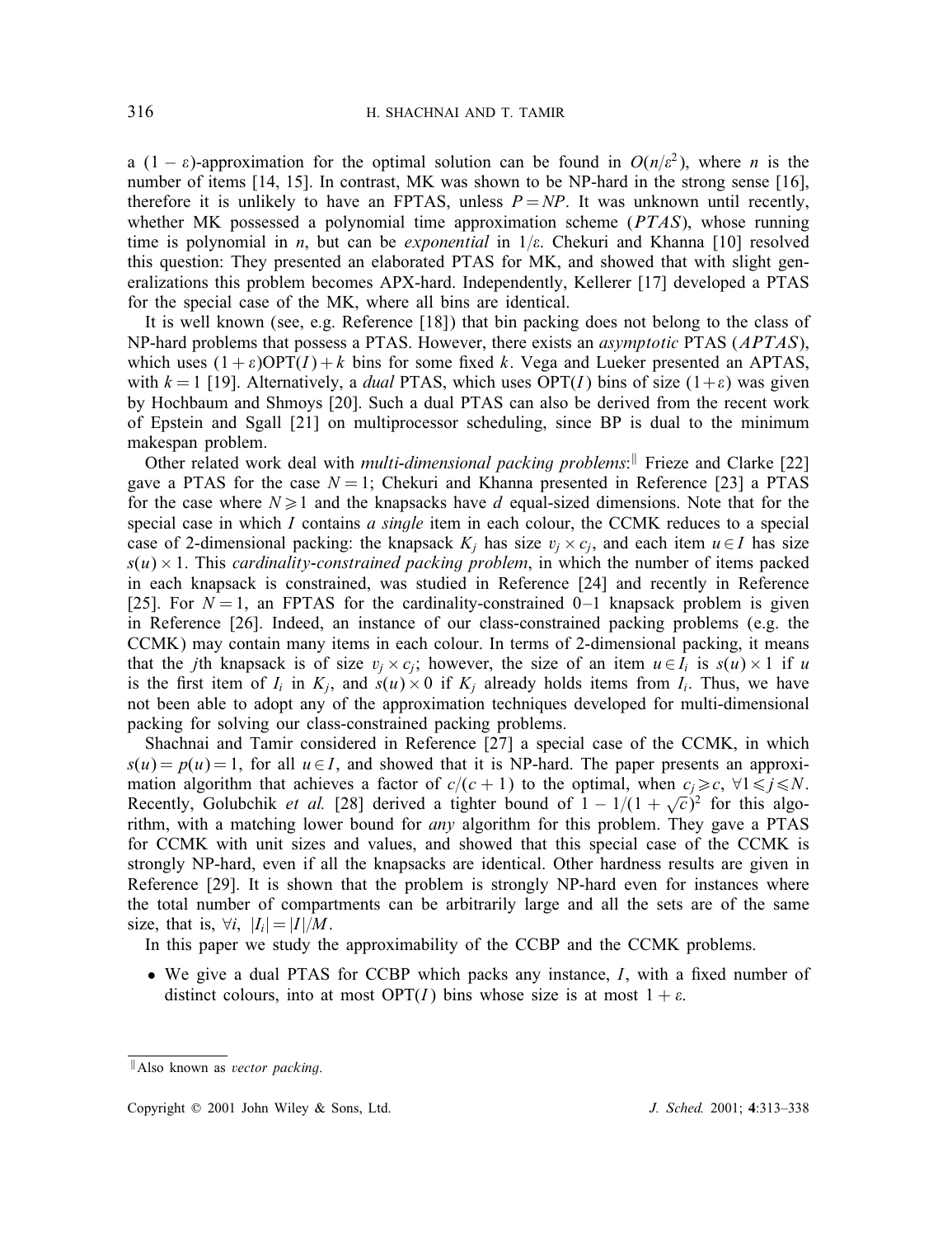a $(1-\varepsilon)$-approximation for the optimal solution can be found in $O(n/\varepsilon^2)$, where $n$ is the number of items [14, 15]. In contrast, MK was shown to be NP-hard in the strong sense [16], therefore it is unlikely to have an FPTAS, unless $P=NP$. It was unknown until recently, whether MK possessed a polynomial time approximation scheme (*PTAS*), whose running time is polynomial in $n$, but can be *exponential* in $1/\varepsilon$. Chekuri and Khanna [10] resolved this question: They presented an elaborated PTAS for MK, and showed that with slight generalizations this problem becomes APX-hard. Independently, Kellerer [17] developed a PTAS for the special case of the MK, where all bins are identical.

It is well known (see, e.g. Reference [18]) that bin packing does not belong to the class of NP-hard problems that possess a PTAS. However, there exists an *asymptotic* PTAS (*APTAS*), which uses $(1+\varepsilon)\mathrm{OPT}(I)+k$ bins for some fixed $k$. Vega and Lueker presented an APTAS, with $k=1$ [19]. Alternatively, a *dual* PTAS, which uses $\mathrm{OPT}(I)$ bins of size $(1+\varepsilon)$ was given by Hochbaum and Shmoys [20]. Such a dual PTAS can also be derived from the recent work of Epstein and Sgall [21] on multiprocessor scheduling, since BP is dual to the minimum makespan problem.

Other related work deal with *multi-dimensional packing problems*:[‖] Frieze and Clarke [22] gave a PTAS for the case $N=1$; Chekuri and Khanna presented in Reference [23] a PTAS for the case where $N\geqslant 1$ and the knapsacks have $d$ equal-sized dimensions. Note that for the special case in which $I$ contains *a single* item in each colour, the CCMK reduces to a special case of 2-dimensional packing: the knapsack $K_j$ has size $v_j \times c_j$, and each item $u \in I$ has size $s(u)\times 1$. This *cardinality-constrained packing problem*, in which the number of items packed in each knapsack is constrained, was studied in Reference [24] and recently in Reference [25]. For $N=1$, an FPTAS for the cardinality-constrained 0–1 knapsack problem is given in Reference [26]. Indeed, an instance of our class-constrained packing problems (e.g. the CCMK) may contain many items in each colour. In terms of 2-dimensional packing, it means that the $j$th knapsack is of size $v_j \times c_j$; however, the size of an item $u \in I_i$ is $s(u)\times 1$ if $u$ is the first item of $I_i$ in $K_j$, and $s(u)\times 0$ if $K_j$ already holds items from $I_i$. Thus, we have not been able to adopt any of the approximation techniques developed for multi-dimensional packing for solving our class-constrained packing problems.

Shachnai and Tamir considered in Reference [27] a special case of the CCMK, in which $s(u)=p(u)=1$, for all $u \in I$, and showed that it is NP-hard. The paper presents an approximation algorithm that achieves a factor of $c/(c+1)$ to the optimal, when $c_j \geqslant c$, $\forall 1 \leqslant j \leqslant N$. Recently, Golubchik *et al.* [28] derived a tighter bound of $1-1/(1+\sqrt{c})^2$ for this algorithm, with a matching lower bound for *any* algorithm for this problem. They gave a PTAS for CCMK with unit sizes and values, and showed that this special case of the CCMK is strongly NP-hard, even if all the knapsacks are identical. Other hardness results are given in Reference [29]. It is shown that the problem is strongly NP-hard even for instances where the total number of compartments can be arbitrarily large and all the sets are of the same size, that is, $\forall i,\ |I_i| = |I|/M$.

In this paper we study the approximability of the CCBP and the CCMK problems.

- We give a dual PTAS for CCBP which packs any instance, $I$, with a fixed number of distinct colours, into at most $\mathrm{OPT}(I)$ bins whose size is at most $1+\varepsilon$.

[‖] Also known as *vector packing*.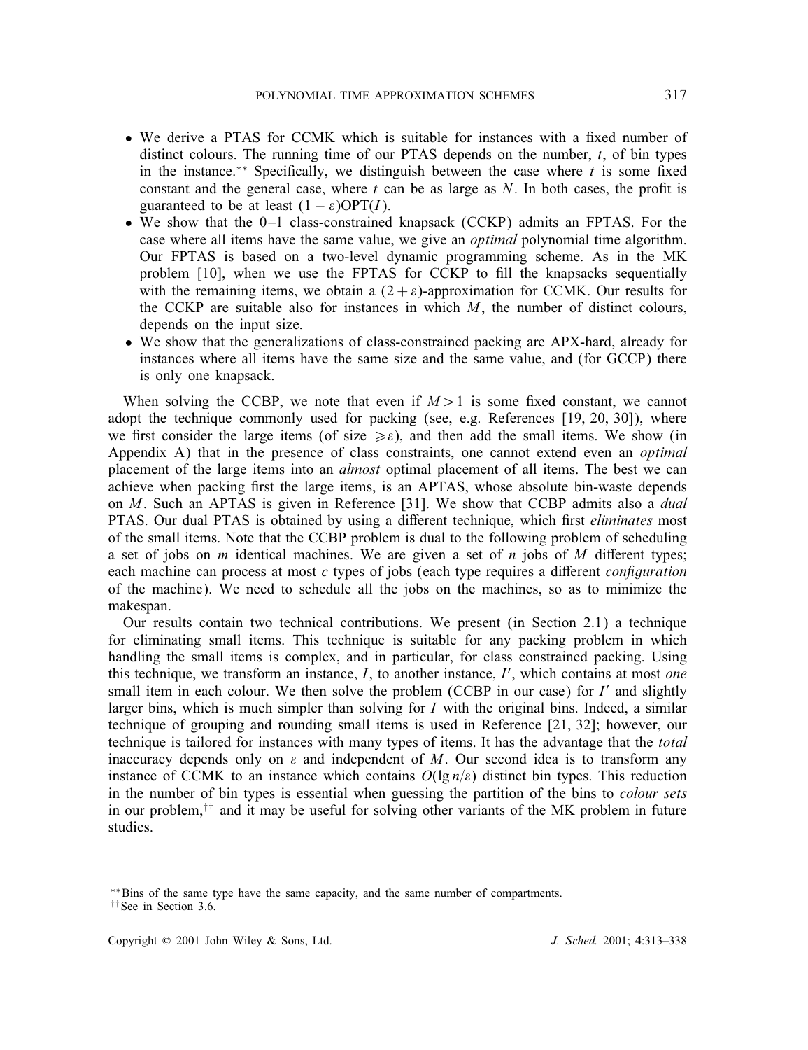- We derive a PTAS for CCMK which is suitable for instances with a fixed number of distinct colours. The running time of our PTAS depends on the number, $t$, of bin types in the instance.[**] Specifically, we distinguish between the case where $t$ is some fixed constant and the general case, where $t$ can be as large as $N$. In both cases, the profit is guaranteed to be at least $(1-\varepsilon)\text{OPT}(I)$.
- We show that the 0–1 class-constrained knapsack (CCKP) admits an FPTAS. For the case where all items have the same value, we give an *optimal* polynomial time algorithm. Our FPTAS is based on a two-level dynamic programming scheme. As in the MK problem [10], when we use the FPTAS for CCKP to fill the knapsacks sequentially with the remaining items, we obtain a $(2+\varepsilon)$-approximation for CCMK. Our results for the CCKP are suitable also for instances in which $M$, the number of distinct colours, depends on the input size.
- We show that the generalizations of class-constrained packing are APX-hard, already for instances where all items have the same size and the same value, and (for GCCP) there is only one knapsack.

When solving the CCBP, we note that even if $M > 1$ is some fixed constant, we cannot adopt the technique commonly used for packing (see, e.g. References [19, 20, 30]), where we first consider the large items (of size $\geqslant \varepsilon$), and then add the small items. We show (in Appendix A) that in the presence of class constraints, one cannot extend even an *optimal* placement of the large items into an *almost* optimal placement of all items. The best we can achieve when packing first the large items, is an APTAS, whose absolute bin-waste depends on $M$. Such an APTAS is given in Reference [31]. We show that CCBP admits also a *dual* PTAS. Our dual PTAS is obtained by using a different technique, which first *eliminates* most of the small items. Note that the CCBP problem is dual to the following problem of scheduling a set of jobs on $m$ identical machines. We are given a set of $n$ jobs of $M$ different types; each machine can process at most $c$ types of jobs (each type requires a different *configuration* of the machine). We need to schedule all the jobs on the machines, so as to minimize the makespan.

Our results contain two technical contributions. We present (in Section 2.1) a technique for eliminating small items. This technique is suitable for any packing problem in which handling the small items is complex, and in particular, for class constrained packing. Using this technique, we transform an instance, $I$, to another instance, $I'$, which contains at most *one* small item in each colour. We then solve the problem (CCBP in our case) for $I'$ and slightly larger bins, which is much simpler than solving for $I$ with the original bins. Indeed, a similar technique of grouping and rounding small items is used in Reference [21, 32]; however, our technique is tailored for instances with many types of items. It has the advantage that the *total* inaccuracy depends only on $\varepsilon$ and independent of $M$. Our second idea is to transform any instance of CCMK to an instance which contains $O(\lg n/\varepsilon)$ distinct bin types. This reduction in the number of bin types is essential when guessing the partition of the bins to *colour sets* in our problem,[††] and it may be useful for solving other variants of the MK problem in future studies.

---

[**] Bins of the same type have the same capacity, and the same number of compartments.

[††] See in Section 3.6.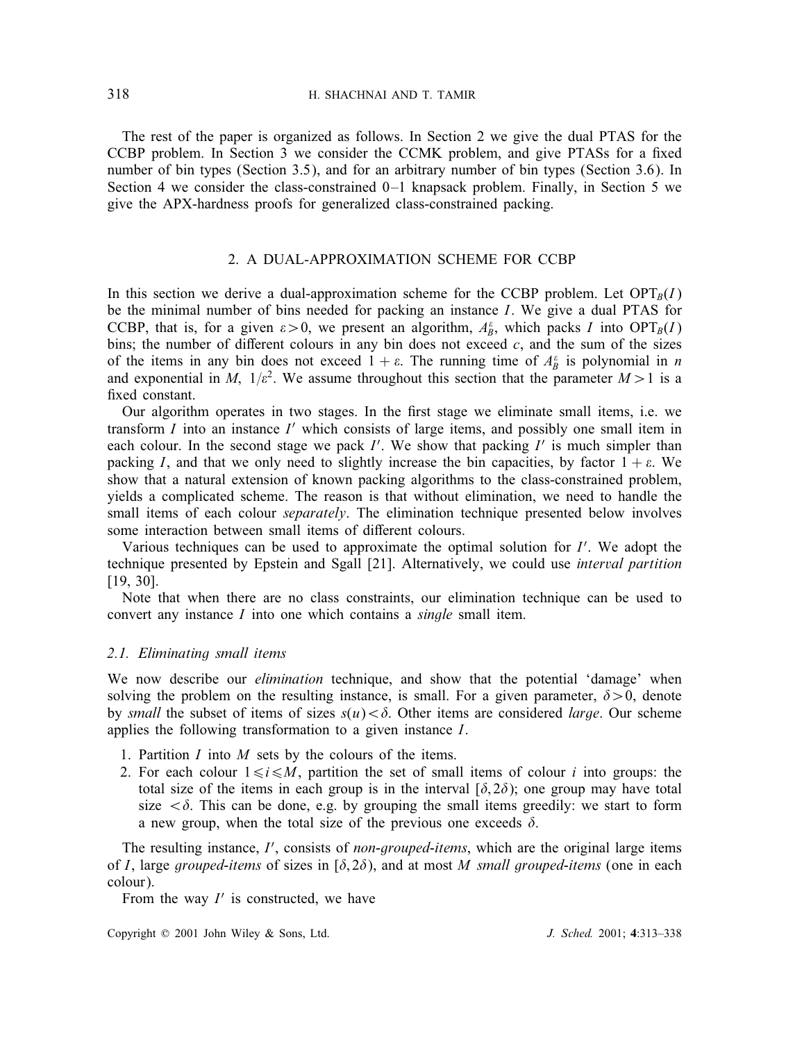The rest of the paper is organized as follows. In Section 2 we give the dual PTAS for the CCBP problem. In Section 3 we consider the CCMK problem, and give PTASs for a fixed number of bin types (Section 3.5), and for an arbitrary number of bin types (Section 3.6). In Section 4 we consider the class-constrained 0–1 knapsack problem. Finally, in Section 5 we give the APX-hardness proofs for generalized class-constrained packing.

## 2. A DUAL-APPROXIMATION SCHEME FOR CCBP

In this section we derive a dual-approximation scheme for the CCBP problem. Let $\mathrm{OPT}_B(I)$ be the minimal number of bins needed for packing an instance $I$. We give a dual PTAS for CCBP, that is, for a given $\varepsilon > 0$, we present an algorithm, $A_B^{\varepsilon}$, which packs $I$ into $\mathrm{OPT}_B(I)$ bins; the number of different colours in any bin does not exceed $c$, and the sum of the sizes of the items in any bin does not exceed $1 + \varepsilon$. The running time of $A_B^{\varepsilon}$ is polynomial in $n$ and exponential in $M$, $1/\varepsilon^2$. We assume throughout this section that the parameter $M > 1$ is a fixed constant.

Our algorithm operates in two stages. In the first stage we eliminate small items, i.e. we transform $I$ into an instance $I'$ which consists of large items, and possibly one small item in each colour. In the second stage we pack $I'$. We show that packing $I'$ is much simpler than packing $I$, and that we only need to slightly increase the bin capacities, by factor $1 + \varepsilon$. We show that a natural extension of known packing algorithms to the class-constrained problem, yields a complicated scheme. The reason is that without elimination, we need to handle the small items of each colour *separately*. The elimination technique presented below involves some interaction between small items of different colours.

Various techniques can be used to approximate the optimal solution for $I'$. We adopt the technique presented by Epstein and Sgall [21]. Alternatively, we could use *interval partition* [19, 30].

Note that when there are no class constraints, our elimination technique can be used to convert any instance $I$ into one which contains a *single* small item.

### 2.1. Eliminating small items

We now describe our *elimination* technique, and show that the potential 'damage' when solving the problem on the resulting instance, is small. For a given parameter, $\delta > 0$, denote by *small* the subset of items of sizes $s(u) < \delta$. Other items are considered *large*. Our scheme applies the following transformation to a given instance $I$.

1. Partition $I$ into $M$ sets by the colours of the items.
2. For each colour $1 \leqslant i \leqslant M$, partition the set of small items of colour $i$ into groups: the total size of the items in each group is in the interval $[\delta, 2\delta)$; one group may have total size $< \delta$. This can be done, e.g. by grouping the small items greedily: we start to form a new group, when the total size of the previous one exceeds $\delta$.

The resulting instance, $I'$, consists of *non-grouped-items*, which are the original large items of $I$, large *grouped-items* of sizes in $[\delta, 2\delta)$, and at most $M$ *small grouped-items* (one in each colour).

From the way $I'$ is constructed, we have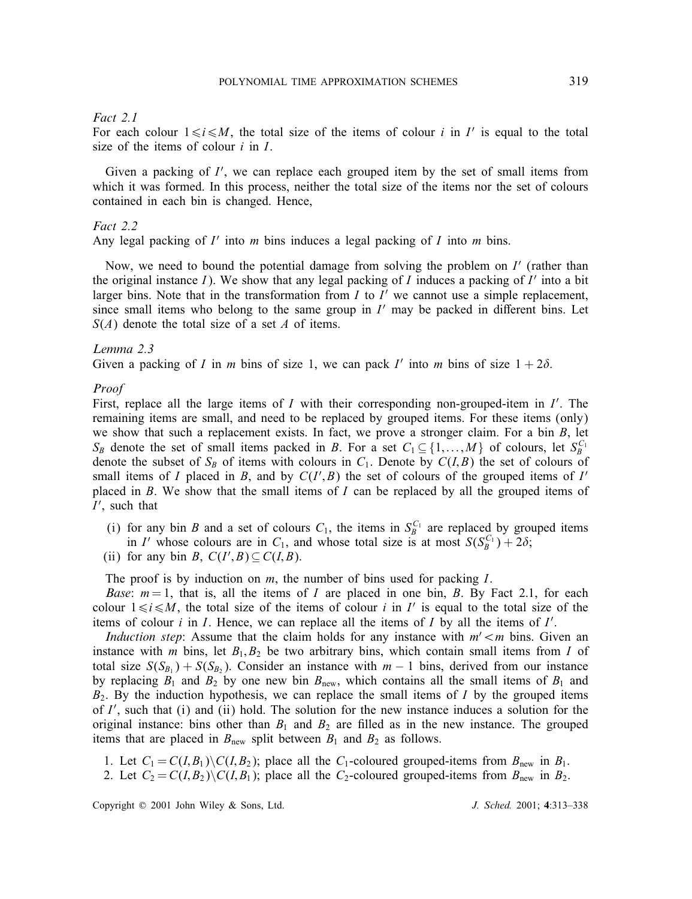*Fact 2.1*
For each colour $1 \leqslant i \leqslant M$, the total size of the items of colour $i$ in $I'$ is equal to the total size of the items of colour $i$ in $I$.

Given a packing of $I'$, we can replace each grouped item by the set of small items from which it was formed. In this process, neither the total size of the items nor the set of colours contained in each bin is changed. Hence,

*Fact 2.2*
Any legal packing of $I'$ into $m$ bins induces a legal packing of $I$ into $m$ bins.

Now, we need to bound the potential damage from solving the problem on $I'$ (rather than the original instance $I$). We show that any legal packing of $I$ induces a packing of $I'$ into a bit larger bins. Note that in the transformation from $I$ to $I'$ we cannot use a simple replacement, since small items who belong to the same group in $I'$ may be packed in different bins. Let $S(A)$ denote the total size of a set $A$ of items.

*Lemma 2.3*
Given a packing of $I$ in $m$ bins of size 1, we can pack $I'$ into $m$ bins of size $1 + 2\delta$.

*Proof*
First, replace all the large items of $I$ with their corresponding non-grouped-item in $I'$. The remaining items are small, and need to be replaced by grouped items. For these items (only) we show that such a replacement exists. In fact, we prove a stronger claim. For a bin $B$, let $S_B$ denote the set of small items packed in $B$. For a set $C_1 \subseteq \{1, \ldots, M\}$ of colours, let $S_B^{C_1}$ denote the subset of $S_B$ of items with colours in $C_1$. Denote by $C(I, B)$ the set of colours of small items of $I$ placed in $B$, and by $C(I', B)$ the set of colours of the grouped items of $I'$ placed in $B$. We show that the small items of $I$ can be replaced by all the grouped items of $I'$, such that

(i) for any bin $B$ and a set of colours $C_1$, the items in $S_B^{C_1}$ are replaced by grouped items in $I'$ whose colours are in $C_1$, and whose total size is at most $S(S_B^{C_1}) + 2\delta$;
(ii) for any bin $B$, $C(I', B) \subseteq C(I, B)$.

The proof is by induction on $m$, the number of bins used for packing $I$.

*Base*: $m = 1$, that is, all the items of $I$ are placed in one bin, $B$. By Fact 2.1, for each colour $1 \leqslant i \leqslant M$, the total size of the items of colour $i$ in $I'$ is equal to the total size of the items of colour $i$ in $I$. Hence, we can replace all the items of $I$ by all the items of $I'$.

*Induction step*: Assume that the claim holds for any instance with $m' < m$ bins. Given an instance with $m$ bins, let $B_1, B_2$ be two arbitrary bins, which contain small items from $I$ of total size $S(S_{B_1}) + S(S_{B_2})$. Consider an instance with $m - 1$ bins, derived from our instance by replacing $B_1$ and $B_2$ by one new bin $B_{\text{new}}$, which contains all the small items of $B_1$ and $B_2$. By the induction hypothesis, we can replace the small items of $I$ by the grouped items of $I'$, such that (i) and (ii) hold. The solution for the new instance induces a solution for the original instance: bins other than $B_1$ and $B_2$ are filled as in the new instance. The grouped items that are placed in $B_{\text{new}}$ split between $B_1$ and $B_2$ as follows.

1. Let $C_1 = C(I, B_1) \backslash C(I, B_2)$; place all the $C_1$-coloured grouped-items from $B_{\text{new}}$ in $B_1$.
2. Let $C_2 = C(I, B_2) \backslash C(I, B_1)$; place all the $C_2$-coloured grouped-items from $B_{\text{new}}$ in $B_2$.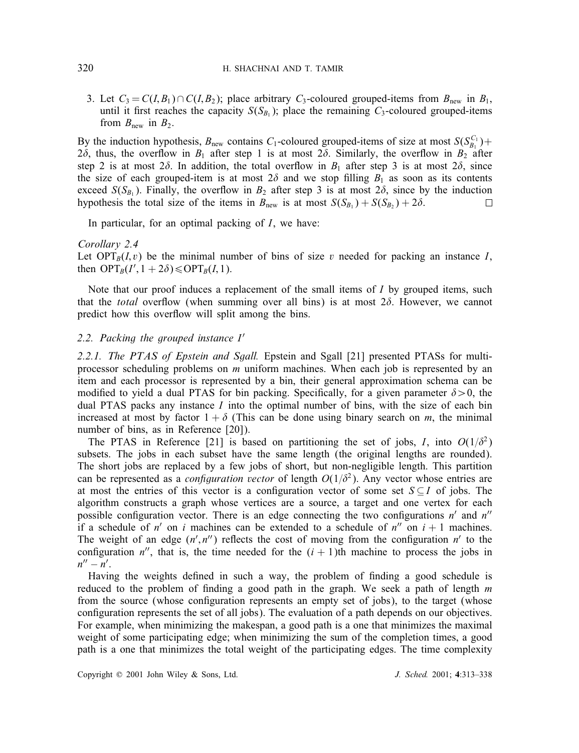3. Let $C_3 = C(I, B_1) \cap C(I, B_2)$; place arbitrary $C_3$-coloured grouped-items from $B_{\text{new}}$ in $B_1$, until it first reaches the capacity $S(S_{B_1})$; place the remaining $C_3$-coloured grouped-items from $B_{\text{new}}$ in $B_2$.

By the induction hypothesis, $B_{\text{new}}$ contains $C_1$-coloured grouped-items of size at most $S(S_{B_1}^{C_1}) + 2\delta$, thus, the overflow in $B_1$ after step 1 is at most $2\delta$. Similarly, the overflow in $B_2$ after step 2 is at most $2\delta$. In addition, the total overflow in $B_1$ after step 3 is at most $2\delta$, since the size of each grouped-item is at most $2\delta$ and we stop filling $B_1$ as soon as its contents exceed $S(S_{B_1})$. Finally, the overflow in $B_2$ after step 3 is at most $2\delta$, since by the induction hypothesis the total size of the items in $B_{\text{new}}$ is at most $S(S_{B_1}) + S(S_{B_2}) + 2\delta$. □

In particular, for an optimal packing of $I$, we have:

*Corollary 2.4*

Let $\text{OPT}_B(I, v)$ be the minimal number of bins of size $v$ needed for packing an instance $I$, then $\text{OPT}_B(I', 1 + 2\delta) \leqslant \text{OPT}_B(I, 1)$.

Note that our proof induces a replacement of the small items of $I$ by grouped items, such that the *total* overflow (when summing over all bins) is at most $2\delta$. However, we cannot predict how this overflow will split among the bins.

### 2.2. Packing the grouped instance $I'$

*2.2.1. The PTAS of Epstein and Sgall.* Epstein and Sgall [21] presented PTASs for multiprocessor scheduling problems on $m$ uniform machines. When each job is represented by an item and each processor is represented by a bin, their general approximation schema can be modified to yield a dual PTAS for bin packing. Specifically, for a given parameter $\delta > 0$, the dual PTAS packs any instance $I$ into the optimal number of bins, with the size of each bin increased at most by factor $1 + \delta$ (This can be done using binary search on $m$, the minimal number of bins, as in Reference [20]).

The PTAS in Reference [21] is based on partitioning the set of jobs, $I$, into $O(1/\delta^2)$ subsets. The jobs in each subset have the same length (the original lengths are rounded). The short jobs are replaced by a few jobs of short, but non-negligible length. This partition can be represented as a *configuration vector* of length $O(1/\delta^2)$. Any vector whose entries are at most the entries of this vector is a configuration vector of some set $S \subseteq I$ of jobs. The algorithm constructs a graph whose vertices are a source, a target and one vertex for each possible configuration vector. There is an edge connecting the two configurations $n'$ and $n''$ if a schedule of $n'$ on $i$ machines can be extended to a schedule of $n''$ on $i + 1$ machines. The weight of an edge $(n', n'')$ reflects the cost of moving from the configuration $n'$ to the configuration $n''$, that is, the time needed for the $(i + 1)$th machine to process the jobs in $n'' - n'$.

Having the weights defined in such a way, the problem of finding a good schedule is reduced to the problem of finding a good path in the graph. We seek a path of length $m$ from the source (whose configuration represents an empty set of jobs), to the target (whose configuration represents the set of all jobs). The evaluation of a path depends on our objectives. For example, when minimizing the makespan, a good path is a one that minimizes the maximal weight of some participating edge; when minimizing the sum of the completion times, a good path is a one that minimizes the total weight of the participating edges. The time complexity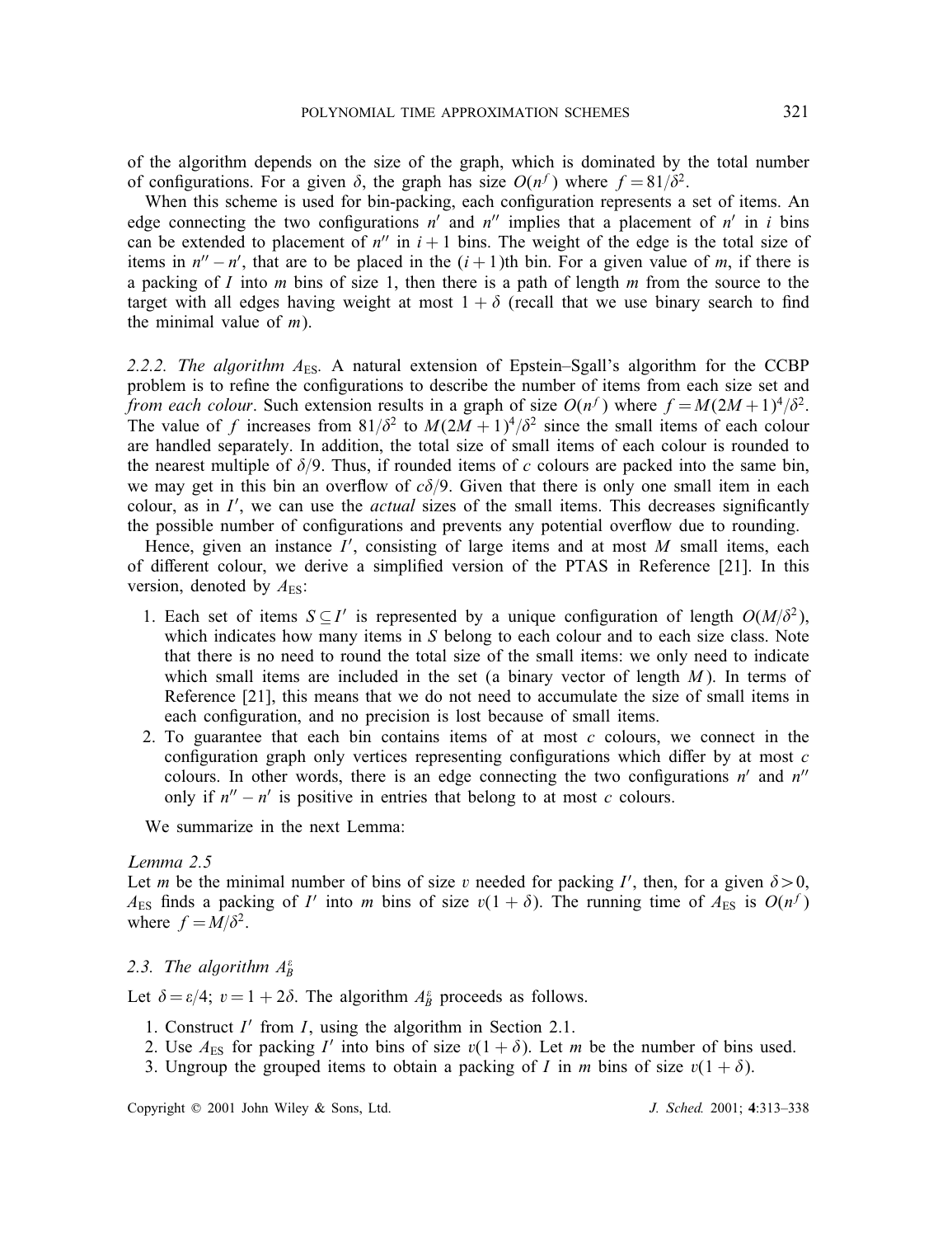of the algorithm depends on the size of the graph, which is dominated by the total number of configurations. For a given $\delta$, the graph has size $O(n^f)$ where $f = 81/\delta^2$.

When this scheme is used for bin-packing, each configuration represents a set of items. An edge connecting the two configurations $n'$ and $n''$ implies that a placement of $n'$ in $i$ bins can be extended to placement of $n''$ in $i+1$ bins. The weight of the edge is the total size of items in $n'' - n'$, that are to be placed in the $(i+1)$th bin. For a given value of $m$, if there is a packing of $I$ into $m$ bins of size 1, then there is a path of length $m$ from the source to the target with all edges having weight at most $1+\delta$ (recall that we use binary search to find the minimal value of $m$).

*2.2.2. The algorithm $A_{\text{ES}}$.* A natural extension of Epstein–Sgall's algorithm for the CCBP problem is to refine the configurations to describe the number of items from each size set and *from each colour*. Such extension results in a graph of size $O(n^f)$ where $f = M(2M+1)^4/\delta^2$. The value of $f$ increases from $81/\delta^2$ to $M(2M+1)^4/\delta^2$ since the small items of each colour are handled separately. In addition, the total size of small items of each colour is rounded to the nearest multiple of $\delta/9$. Thus, if rounded items of $c$ colours are packed into the same bin, we may get in this bin an overflow of $c\delta/9$. Given that there is only one small item in each colour, as in $I'$, we can use the *actual* sizes of the small items. This decreases significantly the possible number of configurations and prevents any potential overflow due to rounding.

Hence, given an instance $I'$, consisting of large items and at most $M$ small items, each of different colour, we derive a simplified version of the PTAS in Reference [21]. In this version, denoted by $A_{\text{ES}}$:

1. Each set of items $S \subseteq I'$ is represented by a unique configuration of length $O(M/\delta^2)$, which indicates how many items in $S$ belong to each colour and to each size class. Note that there is no need to round the total size of the small items: we only need to indicate which small items are included in the set (a binary vector of length $M$). In terms of Reference [21], this means that we do not need to accumulate the size of small items in each configuration, and no precision is lost because of small items.
2. To guarantee that each bin contains items of at most $c$ colours, we connect in the configuration graph only vertices representing configurations which differ by at most $c$ colours. In other words, there is an edge connecting the two configurations $n'$ and $n''$ only if $n'' - n'$ is positive in entries that belong to at most $c$ colours.

We summarize in the next Lemma:

*Lemma 2.5*
Let $m$ be the minimal number of bins of size $v$ needed for packing $I'$, then, for a given $\delta > 0$, $A_{\text{ES}}$ finds a packing of $I'$ into $m$ bins of size $v(1+\delta)$. The running time of $A_{\text{ES}}$ is $O(n^f)$ where $f = M/\delta^2$.

### 2.3. The algorithm $A_B^{\varepsilon}$

Let $\delta = \varepsilon/4$; $v = 1 + 2\delta$. The algorithm $A_B^{\varepsilon}$ proceeds as follows.

1. Construct $I'$ from $I$, using the algorithm in Section 2.1.
2. Use $A_{\text{ES}}$ for packing $I'$ into bins of size $v(1+\delta)$. Let $m$ be the number of bins used.
3. Ungroup the grouped items to obtain a packing of $I$ in $m$ bins of size $v(1+\delta)$.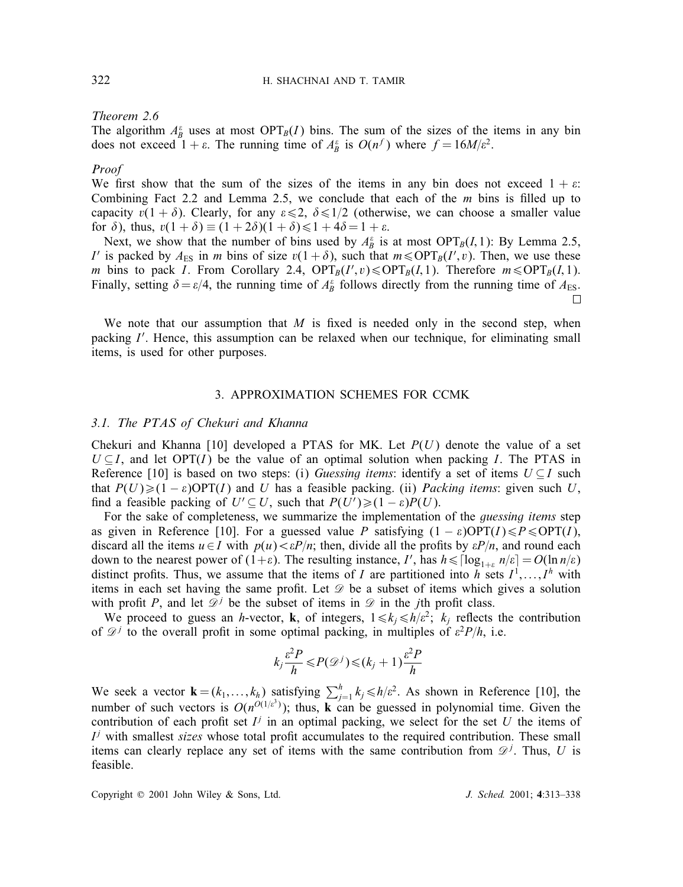*Theorem 2.6*

The algorithm $A_B^\varepsilon$ uses at most $\mathrm{OPT}_B(I)$ bins. The sum of the sizes of the items in any bin does not exceed $1+\varepsilon$. The running time of $A_B^\varepsilon$ is $O(n^f)$ where $f = 16M/\varepsilon^2$.

*Proof*

We first show that the sum of the sizes of the items in any bin does not exceed $1+\varepsilon$: Combining Fact 2.2 and Lemma 2.5, we conclude that each of the $m$ bins is filled up to capacity $v(1+\delta)$. Clearly, for any $\varepsilon \leqslant 2$, $\delta \leqslant 1/2$ (otherwise, we can choose a smaller value for $\delta$), thus, $v(1+\delta) \equiv (1+2\delta)(1+\delta) \leqslant 1 + 4\delta = 1+\varepsilon$.

Next, we show that the number of bins used by $A_B^\varepsilon$ is at most $\mathrm{OPT}_B(I,1)$: By Lemma 2.5, $I'$ is packed by $A_{\mathrm{ES}}$ in $m$ bins of size $v(1+\delta)$, such that $m \leqslant \mathrm{OPT}_B(I',v)$. Then, we use these $m$ bins to pack $I$. From Corollary 2.4, $\mathrm{OPT}_B(I',v) \leqslant \mathrm{OPT}_B(I,1)$. Therefore $m \leqslant \mathrm{OPT}_B(I,1)$. Finally, setting $\delta = \varepsilon/4$, the running time of $A_B^\varepsilon$ follows directly from the running time of $A_{\mathrm{ES}}$. □

We note that our assumption that $M$ is fixed is needed only in the second step, when packing $I'$. Hence, this assumption can be relaxed when our technique, for eliminating small items, is used for other purposes.

## 3. APPROXIMATION SCHEMES FOR CCMK

### 3.1. The PTAS of Chekuri and Khanna

Chekuri and Khanna [10] developed a PTAS for MK. Let $P(U)$ denote the value of a set $U \subseteq I$, and let $\mathrm{OPT}(I)$ be the value of an optimal solution when packing $I$. The PTAS in Reference [10] is based on two steps: (i) *Guessing items*: identify a set of items $U \subseteq I$ such that $P(U) \geqslant (1-\varepsilon)\mathrm{OPT}(I)$ and $U$ has a feasible packing. (ii) *Packing items*: given such $U$, find a feasible packing of $U' \subseteq U$, such that $P(U') \geqslant (1-\varepsilon)P(U)$.

For the sake of completeness, we summarize the implementation of the *guessing items* step as given in Reference [10]. For a guessed value $P$ satisfying $(1-\varepsilon)\mathrm{OPT}(I) \leqslant P \leqslant \mathrm{OPT}(I)$, discard all the items $u \in I$ with $p(u) < \varepsilon P/n$; then, divide all the profits by $\varepsilon P/n$, and round each down to the nearest power of $(1+\varepsilon)$. The resulting instance, $I'$, has $h \leqslant \lceil \log_{1+\varepsilon} n/\varepsilon \rceil = O(\ln n/\varepsilon)$ distinct profits. Thus, we assume that the items of $I$ are partitioned into $h$ sets $I^1, \ldots, I^h$ with items in each set having the same profit. Let $\mathscr{D}$ be a subset of items which gives a solution with profit $P$, and let $\mathscr{D}^j$ be the subset of items in $\mathscr{D}$ in the $j$th profit class.

We proceed to guess an $h$-vector, $\mathbf{k}$, of integers, $1 \leqslant k_j \leqslant h/\varepsilon^2$; $k_j$ reflects the contribution of $\mathscr{D}^j$ to the overall profit in some optimal packing, in multiples of $\varepsilon^2 P/h$, i.e.

$$k_j \frac{\varepsilon^2 P}{h} \leqslant P(\mathscr{D}^j) \leqslant (k_j + 1)\frac{\varepsilon^2 P}{h}$$

We seek a vector $\mathbf{k} = (k_1, \ldots, k_h)$ satisfying $\sum_{j=1}^h k_j \leqslant h/\varepsilon^2$. As shown in Reference [10], the number of such vectors is $O(n^{O(1/\varepsilon^3)})$; thus, $\mathbf{k}$ can be guessed in polynomial time. Given the contribution of each profit set $I^j$ in an optimal packing, we select for the set $U$ the items of $I^j$ with smallest *sizes* whose total profit accumulates to the required contribution. These small items can clearly replace any set of items with the same contribution from $\mathscr{D}^j$. Thus, $U$ is feasible.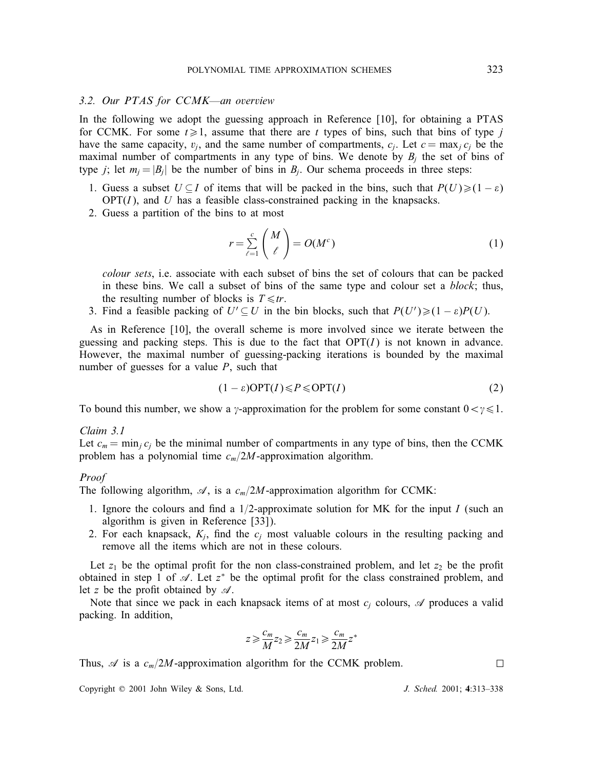### 3.2. *Our PTAS for CCMK—an overview*

In the following we adopt the guessing approach in Reference [10], for obtaining a PTAS for CCMK. For some $t \geqslant 1$, assume that there are $t$ types of bins, such that bins of type $j$ have the same capacity, $v_j$, and the same number of compartments, $c_j$. Let $c = \max_j c_j$ be the maximal number of compartments in any type of bins. We denote by $B_j$ the set of bins of type $j$; let $m_j = |B_j|$ be the number of bins in $B_j$. Our schema proceeds in three steps:

1. Guess a subset $U \subseteq I$ of items that will be packed in the bins, such that $P(U) \geqslant (1-\varepsilon)$ OPT$(I)$, and $U$ has a feasible class-constrained packing in the knapsacks.
2. Guess a partition of the bins to at most
$$r = \sum_{\ell=1}^{c} \binom{M}{\ell} = O(M^c) \tag{1}$$
*colour sets*, i.e. associate with each subset of bins the set of colours that can be packed in these bins. We call a subset of bins of the same type and colour set a *block*; thus, the resulting number of blocks is $T \leqslant tr$.
3. Find a feasible packing of $U' \subseteq U$ in the bin blocks, such that $P(U') \geqslant (1-\varepsilon)P(U)$.

As in Reference [10], the overall scheme is more involved since we iterate between the guessing and packing steps. This is due to the fact that OPT$(I)$ is not known in advance. However, the maximal number of guessing-packing iterations is bounded by the maximal number of guesses for a value $P$, such that

$$(1-\varepsilon)\text{OPT}(I) \leqslant P \leqslant \text{OPT}(I) \tag{2}$$

To bound this number, we show a $\gamma$-approximation for the problem for some constant $0 < \gamma \leqslant 1$.

*Claim 3.1*
Let $c_m = \min_j c_j$ be the minimal number of compartments in any type of bins, then the CCMK problem has a polynomial time $c_m/2M$-approximation algorithm.

*Proof*
The following algorithm, $\mathscr{A}$, is a $c_m/2M$-approximation algorithm for CCMK:

1. Ignore the colours and find a 1/2-approximate solution for MK for the input $I$ (such an algorithm is given in Reference [33]).
2. For each knapsack, $K_j$, find the $c_j$ most valuable colours in the resulting packing and remove all the items which are not in these colours.

Let $z_1$ be the optimal profit for the non class-constrained problem, and let $z_2$ be the profit obtained in step 1 of $\mathscr{A}$. Let $z^*$ be the optimal profit for the class constrained problem, and let $z$ be the profit obtained by $\mathscr{A}$.

Note that since we pack in each knapsack items of at most $c_j$ colours, $\mathscr{A}$ produces a valid packing. In addition,

$$z \geqslant \frac{c_m}{M} z_2 \geqslant \frac{c_m}{2M} z_1 \geqslant \frac{c_m}{2M} z^*$$

Thus, $\mathscr{A}$ is a $c_m/2M$-approximation algorithm for the CCMK problem. $\square$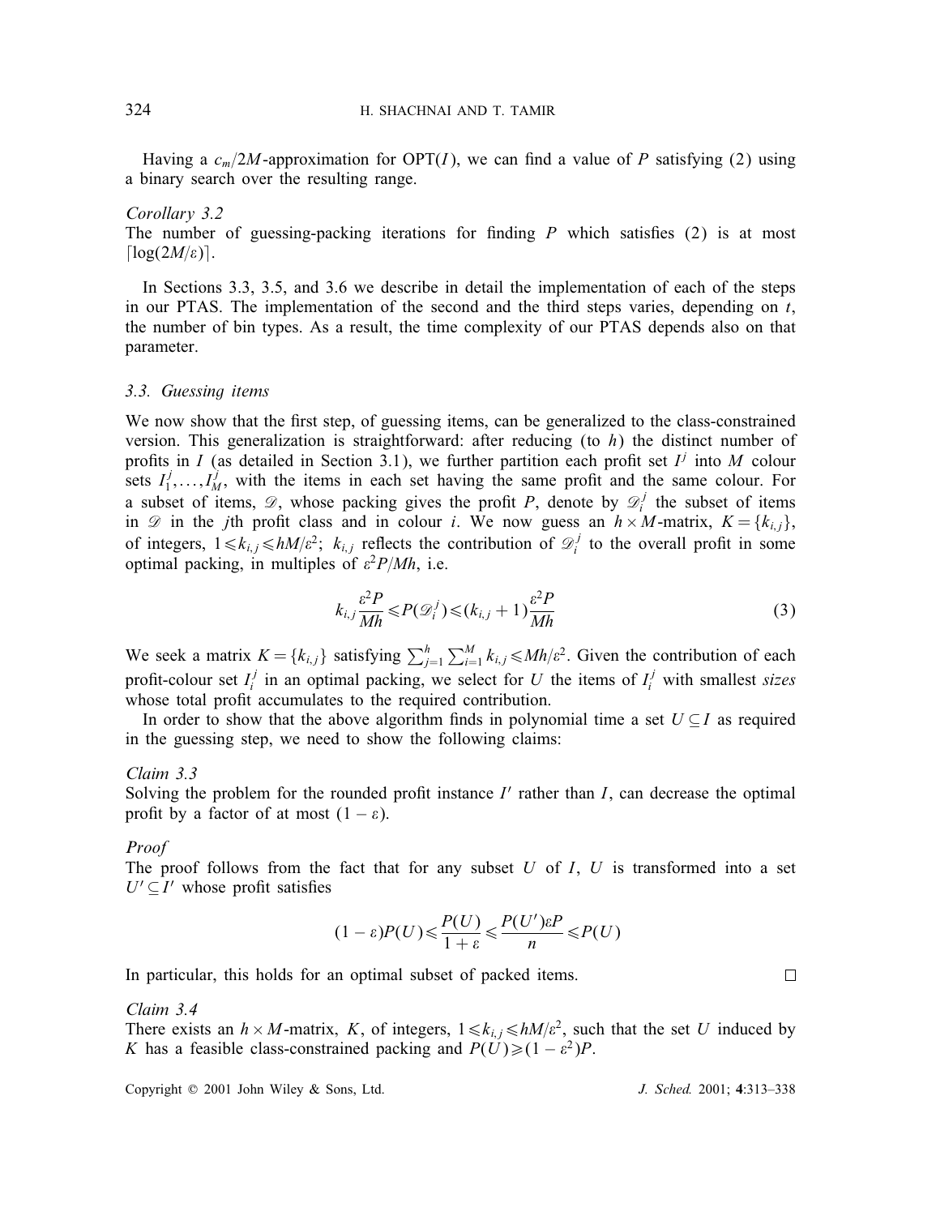Having a $c_m/2M$-approximation for OPT($I$), we can find a value of $P$ satisfying (2) using a binary search over the resulting range.

*Corollary 3.2*
The number of guessing-packing iterations for finding $P$ which satisfies (2) is at most $\lceil \log(2M/\varepsilon) \rceil$.

In Sections 3.3, 3.5, and 3.6 we describe in detail the implementation of each of the steps in our PTAS. The implementation of the second and the third steps varies, depending on $t$, the number of bin types. As a result, the time complexity of our PTAS depends also on that parameter.

### 3.3. Guessing items

We now show that the first step, of guessing items, can be generalized to the class-constrained version. This generalization is straightforward: after reducing (to $h$) the distinct number of profits in $I$ (as detailed in Section 3.1), we further partition each profit set $I^j$ into $M$ colour sets $I_1^j, \ldots, I_M^j$, with the items in each set having the same profit and the same colour. For a subset of items, $\mathscr{D}$, whose packing gives the profit $P$, denote by $\mathscr{D}_i^j$ the subset of items in $\mathscr{D}$ in the $j$th profit class and in colour $i$. We now guess an $h \times M$-matrix, $K = \{k_{i,j}\}$, of integers, $1 \leqslant k_{i,j} \leqslant hM/\varepsilon^2$; $k_{i,j}$ reflects the contribution of $\mathscr{D}_i^j$ to the overall profit in some optimal packing, in multiples of $\varepsilon^2 P/Mh$, i.e.

$$k_{i,j} \frac{\varepsilon^2 P}{Mh} \leqslant P(\mathscr{D}_i^j) \leqslant (k_{i,j}+1) \frac{\varepsilon^2 P}{Mh} \tag{3}$$

We seek a matrix $K = \{k_{i,j}\}$ satisfying $\sum_{j=1}^{h} \sum_{i=1}^{M} k_{i,j} \leqslant Mh/\varepsilon^2$. Given the contribution of each profit-colour set $I_i^j$ in an optimal packing, we select for $U$ the items of $I_i^j$ with smallest *sizes* whose total profit accumulates to the required contribution.

In order to show that the above algorithm finds in polynomial time a set $U \subseteq I$ as required in the guessing step, we need to show the following claims:

*Claim 3.3*
Solving the problem for the rounded profit instance $I'$ rather than $I$, can decrease the optimal profit by a factor of at most $(1-\varepsilon)$.

*Proof*
The proof follows from the fact that for any subset $U$ of $I$, $U$ is transformed into a set $U' \subseteq I'$ whose profit satisfies

$$(1-\varepsilon)P(U) \leqslant \frac{P(U)}{1+\varepsilon} \leqslant \frac{P(U')\varepsilon P}{n} \leqslant P(U)$$

In particular, this holds for an optimal subset of packed items. □

*Claim 3.4*
There exists an $h \times M$-matrix, $K$, of integers, $1 \leqslant k_{i,j} \leqslant hM/\varepsilon^2$, such that the set $U$ induced by $K$ has a feasible class-constrained packing and $P(U) \geqslant (1-\varepsilon^2)P$.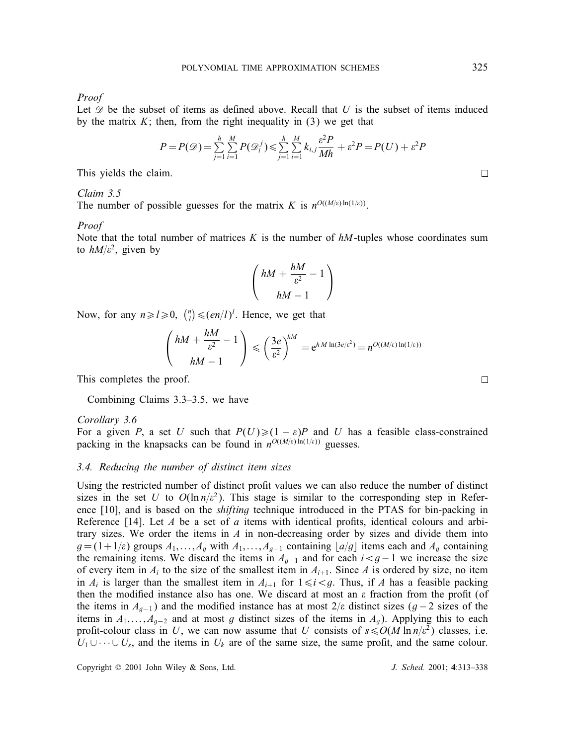*Proof*

Let $\mathscr{D}$ be the subset of items as defined above. Recall that $U$ is the subset of items induced by the matrix $K$; then, from the right inequality in (3) we get that

$$P = P(\mathscr{D}) = \sum_{j=1}^{h} \sum_{i=1}^{M} P(\mathscr{D}_i^j) \leqslant \sum_{j=1}^{h} \sum_{i=1}^{M} k_{i,j} \frac{\varepsilon^2 P}{Mh} + \varepsilon^2 P = P(U) + \varepsilon^2 P$$

This yields the claim. □

*Claim 3.5*

The number of possible guesses for the matrix $K$ is $n^{O((M/\varepsilon)\ln(1/\varepsilon))}$.

*Proof*

Note that the total number of matrices $K$ is the number of $hM$-tuples whose coordinates sum to $hM/\varepsilon^2$, given by

$$\binom{hM + \frac{hM}{\varepsilon^2} - 1}{hM - 1}$$

Now, for any $n \geqslant l \geqslant 0$, $\binom{n}{l} \leqslant (en/l)^l$. Hence, we get that

$$\binom{hM + \frac{hM}{\varepsilon^2} - 1}{hM - 1} \leqslant \left(\frac{3e}{\varepsilon^2}\right)^{hM} = e^{hM\ln(3e/\varepsilon^2)} = n^{O((M/\varepsilon)\ln(1/\varepsilon))}$$

This completes the proof. □

Combining Claims 3.3–3.5, we have

*Corollary 3.6*

For a given $P$, a set $U$ such that $P(U) \geqslant (1-\varepsilon)P$ and $U$ has a feasible class-constrained packing in the knapsacks can be found in $n^{O((M/\varepsilon)\ln(1/\varepsilon))}$ guesses.

### *3.4. Reducing the number of distinct item sizes*

Using the restricted number of distinct profit values we can also reduce the number of distinct sizes in the set $U$ to $O(\ln n/\varepsilon^2)$. This stage is similar to the corresponding step in Reference [10], and is based on the *shifting* technique introduced in the PTAS for bin-packing in Reference [14]. Let $A$ be a set of $a$ items with identical profits, identical colours and arbitrary sizes. We order the items in $A$ in non-decreasing order by sizes and divide them into $g = (1+1/\varepsilon)$ groups $A_1, \ldots, A_g$ with $A_1, \ldots, A_{g-1}$ containing $\lfloor a/g \rfloor$ items each and $A_g$ containing the remaining items. We discard the items in $A_{g-1}$ and for each $i < g-1$ we increase the size of every item in $A_i$ to the size of the smallest item in $A_{i+1}$. Since $A$ is ordered by size, no item in $A_i$ is larger than the smallest item in $A_{i+1}$ for $1 \leqslant i < g$. Thus, if $A$ has a feasible packing then the modified instance also has one. We discard at most an $\varepsilon$ fraction from the profit (of the items in $A_{g-1}$) and the modified instance has at most $2/\varepsilon$ distinct sizes ($g-2$ sizes of the items in $A_1, \ldots, A_{g-2}$ and at most $g$ distinct sizes of the items in $A_g$). Applying this to each profit-colour class in $U$, we can now assume that $U$ consists of $s \leqslant O(M \ln n/\varepsilon^2)$ classes, i.e. $U_1 \cup \cdots \cup U_s$, and the items in $U_k$ are of the same size, the same profit, and the same colour.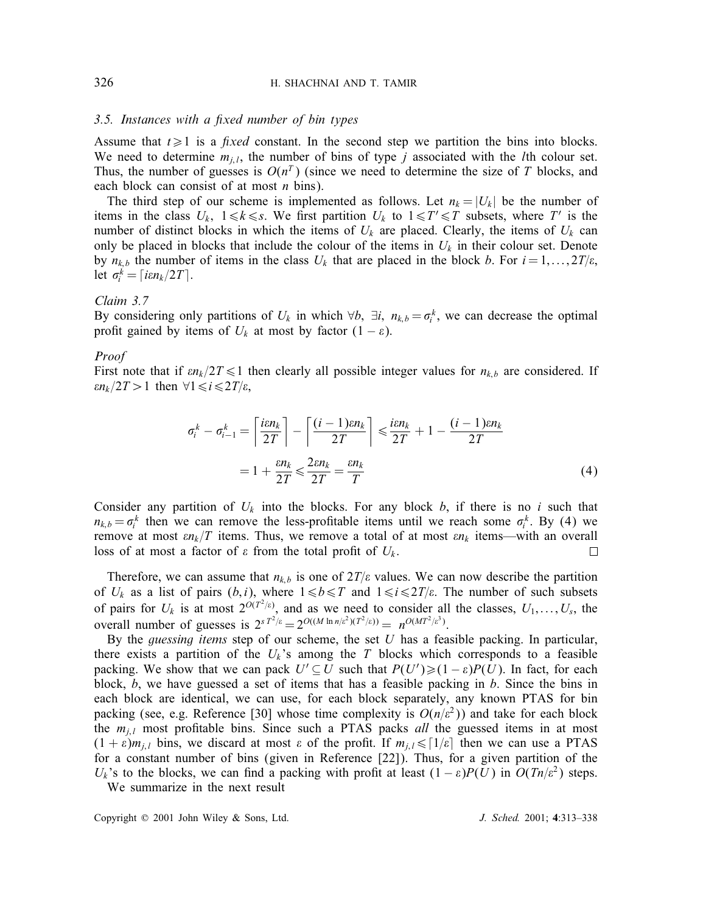### 3.5. Instances with a fixed number of bin types

Assume that $t \geqslant 1$ is a *fixed* constant. In the second step we partition the bins into blocks. We need to determine $m_{j,l}$, the number of bins of type $j$ associated with the $l$th colour set. Thus, the number of guesses is $O(n^T)$ (since we need to determine the size of $T$ blocks, and each block can consist of at most $n$ bins).

The third step of our scheme is implemented as follows. Let $n_k = |U_k|$ be the number of items in the class $U_k$, $1 \leqslant k \leqslant s$. We first partition $U_k$ to $1 \leqslant T' \leqslant T$ subsets, where $T'$ is the number of distinct blocks in which the items of $U_k$ are placed. Clearly, the items of $U_k$ can only be placed in blocks that include the colour of the items in $U_k$ in their colour set. Denote by $n_{k,b}$ the number of items in the class $U_k$ that are placed in the block $b$. For $i = 1, \ldots, 2T/\varepsilon$, let $\sigma_i^k = \lceil i\varepsilon n_k / 2T \rceil$.

*Claim 3.7*
By considering only partitions of $U_k$ in which $\forall b$, $\exists i$, $n_{k,b} = \sigma_i^k$, we can decrease the optimal profit gained by items of $U_k$ at most by factor $(1 - \varepsilon)$.

*Proof*
First note that if $\varepsilon n_k / 2T \leqslant 1$ then clearly all possible integer values for $n_{k,b}$ are considered. If $\varepsilon n_k / 2T > 1$ then $\forall 1 \leqslant i \leqslant 2T/\varepsilon$,

$$\sigma_i^k - \sigma_{i-1}^k = \left\lceil \frac{i\varepsilon n_k}{2T} \right\rceil - \left\lceil \frac{(i-1)\varepsilon n_k}{2T} \right\rceil \leqslant \frac{i\varepsilon n_k}{2T} + 1 - \frac{(i-1)\varepsilon n_k}{2T}$$

$$= 1 + \frac{\varepsilon n_k}{2T} \leqslant \frac{2\varepsilon n_k}{2T} = \frac{\varepsilon n_k}{T} \tag{4}$$

Consider any partition of $U_k$ into the blocks. For any block $b$, if there is no $i$ such that $n_{k,b} = \sigma_i^k$ then we can remove the less-profitable items until we reach some $\sigma_i^k$. By (4) we remove at most $\varepsilon n_k / T$ items. Thus, we remove a total of at most $\varepsilon n_k$ items—with an overall loss of at most a factor of $\varepsilon$ from the total profit of $U_k$. □

Therefore, we can assume that $n_{k,b}$ is one of $2T/\varepsilon$ values. We can now describe the partition of $U_k$ as a list of pairs $(b, i)$, where $1 \leqslant b \leqslant T$ and $1 \leqslant i \leqslant 2T/\varepsilon$. The number of such subsets of pairs for $U_k$ is at most $2^{O(T^2/\varepsilon)}$, and as we need to consider all the classes, $U_1, \ldots, U_s$, the overall number of guesses is $2^{s\,T^2/\varepsilon} = 2^{O((M \ln n/\varepsilon^2)(T^2/\varepsilon))} = n^{O(MT^2/\varepsilon^3)}$.

By the *guessing items* step of our scheme, the set $U$ has a feasible packing. In particular, there exists a partition of the $U_k$'s among the $T$ blocks which corresponds to a feasible packing. We show that we can pack $U' \subseteq U$ such that $P(U') \geqslant (1 - \varepsilon)P(U)$. In fact, for each block, $b$, we have guessed a set of items that has a feasible packing in $b$. Since the bins in each block are identical, we can use, for each block separately, any known PTAS for bin packing (see, e.g. Reference [30] whose time complexity is $O(n/\varepsilon^2)$) and take for each block the $m_{j,l}$ most profitable bins. Since such a PTAS packs *all* the guessed items in at most $(1 + \varepsilon)m_{j,l}$ bins, we discard at most $\varepsilon$ of the profit. If $m_{j,l} \leqslant \lceil 1/\varepsilon \rceil$ then we can use a PTAS for a constant number of bins (given in Reference [22]). Thus, for a given partition of the $U_k$'s to the blocks, we can find a packing with profit at least $(1 - \varepsilon)P(U)$ in $O(Tn/\varepsilon^2)$ steps.

We summarize in the next result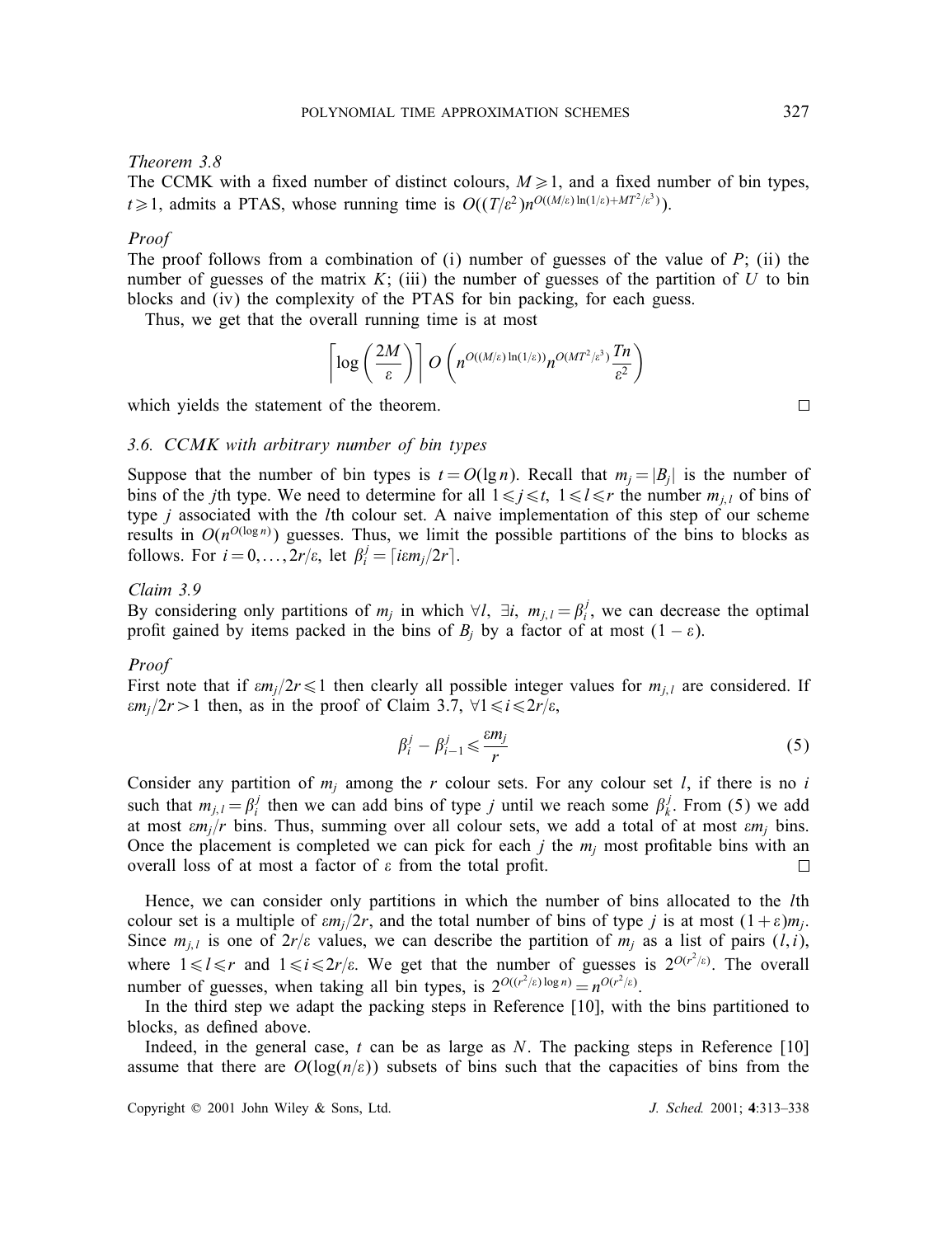*Theorem 3.8*

The CCMK with a fixed number of distinct colours, $M \geqslant 1$, and a fixed number of bin types, $t \geqslant 1$, admits a PTAS, whose running time is $O((T/\varepsilon^2) n^{O((M/\varepsilon)\ln(1/\varepsilon) + MT^2/\varepsilon^3)})$.

*Proof*

The proof follows from a combination of (i) number of guesses of the value of $P$; (ii) the number of guesses of the matrix $K$; (iii) the number of guesses of the partition of $U$ to bin blocks and (iv) the complexity of the PTAS for bin packing, for each guess.

Thus, we get that the overall running time is at most

$$\left\lceil \log\left(\frac{2M}{\varepsilon}\right)\right\rceil O\left(n^{O((M/\varepsilon)\ln(1/\varepsilon))} n^{O(MT^2/\varepsilon^3)} \frac{Tn}{\varepsilon^2}\right)$$

which yields the statement of the theorem. □

### 3.6. CCMK with arbitrary number of bin types

Suppose that the number of bin types is $t = O(\lg n)$. Recall that $m_j = |B_j|$ is the number of bins of the $j$th type. We need to determine for all $1 \leqslant j \leqslant t$, $1 \leqslant l \leqslant r$ the number $m_{j,l}$ of bins of type $j$ associated with the $l$th colour set. A naive implementation of this step of our scheme results in $O(n^{O(\log n)})$ guesses. Thus, we limit the possible partitions of the bins to blocks as follows. For $i = 0, \ldots, 2r/\varepsilon$, let $\beta_i^j = \lceil i\varepsilon m_j/2r \rceil$.

*Claim 3.9*

By considering only partitions of $m_j$ in which $\forall l$, $\exists i$, $m_{j,l} = \beta_i^j$, we can decrease the optimal profit gained by items packed in the bins of $B_j$ by a factor of at most $(1-\varepsilon)$.

*Proof*

First note that if $\varepsilon m_j/2r \leqslant 1$ then clearly all possible integer values for $m_{j,l}$ are considered. If $\varepsilon m_j/2r > 1$ then, as in the proof of Claim 3.7, $\forall 1 \leqslant i \leqslant 2r/\varepsilon$,

$$\beta_i^j - \beta_{i-1}^j \leqslant \frac{\varepsilon m_j}{r} \tag{5}$$

Consider any partition of $m_j$ among the $r$ colour sets. For any colour set $l$, if there is no $i$ such that $m_{j,l} = \beta_i^j$ then we can add bins of type $j$ until we reach some $\beta_k^j$. From (5) we add at most $\varepsilon m_j/r$ bins. Thus, summing over all colour sets, we add a total of at most $\varepsilon m_j$ bins. Once the placement is completed we can pick for each $j$ the $m_j$ most profitable bins with an overall loss of at most a factor of $\varepsilon$ from the total profit. □

Hence, we can consider only partitions in which the number of bins allocated to the $l$th colour set is a multiple of $\varepsilon m_j/2r$, and the total number of bins of type $j$ is at most $(1+\varepsilon)m_j$. Since $m_{j,l}$ is one of $2r/\varepsilon$ values, we can describe the partition of $m_j$ as a list of pairs $(l, i)$, where $1 \leqslant l \leqslant r$ and $1 \leqslant i \leqslant 2r/\varepsilon$. We get that the number of guesses is $2^{O(r^2/\varepsilon)}$. The overall number of guesses, when taking all bin types, is $2^{O((r^2/\varepsilon)\log n)} = n^{O(r^2/\varepsilon)}$.

In the third step we adapt the packing steps in Reference [10], with the bins partitioned to blocks, as defined above.

Indeed, in the general case, $t$ can be as large as $N$. The packing steps in Reference [10] assume that there are $O(\log(n/\varepsilon))$ subsets of bins such that the capacities of bins from the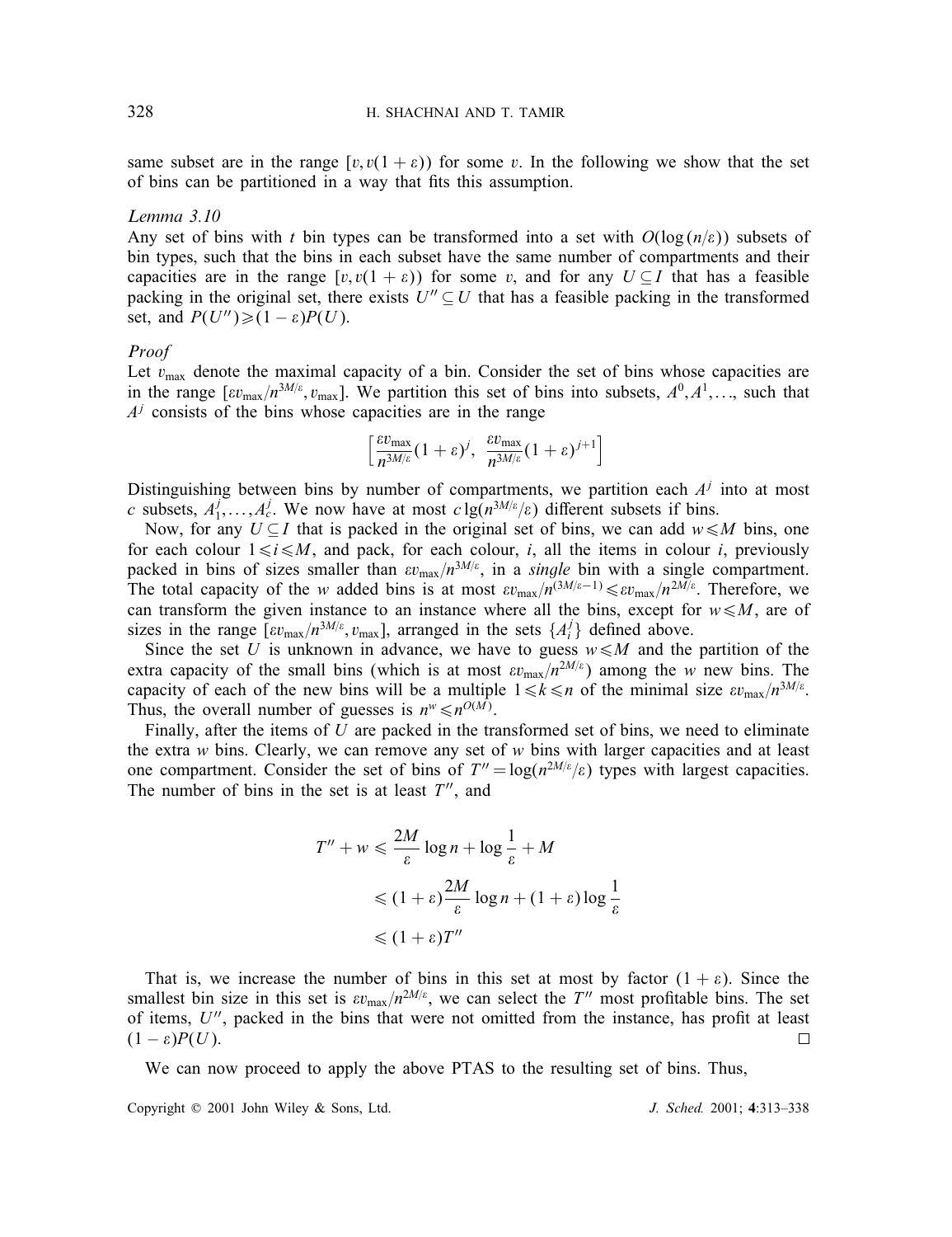same subset are in the range $[v, v(1+\varepsilon))$ for some $v$. In the following we show that the set of bins can be partitioned in a way that fits this assumption.

*Lemma 3.10*

Any set of bins with $t$ bin types can be transformed into a set with $O(\log(n/\varepsilon))$ subsets of bin types, such that the bins in each subset have the same number of compartments and their capacities are in the range $[v, v(1+\varepsilon))$ for some $v$, and for any $U \subseteq I$ that has a feasible packing in the original set, there exists $U'' \subseteq U$ that has a feasible packing in the transformed set, and $P(U'') \geqslant (1-\varepsilon)P(U)$.

*Proof*

Let $v_{\max}$ denote the maximal capacity of a bin. Consider the set of bins whose capacities are in the range $[\varepsilon v_{\max}/n^{3M/\varepsilon}, v_{\max}]$. We partition this set of bins into subsets, $A^0, A^1, \ldots$, such that $A^j$ consists of the bins whose capacities are in the range

$$\left[\frac{\varepsilon v_{\max}}{n^{3M/\varepsilon}}(1+\varepsilon)^j,\ \frac{\varepsilon v_{\max}}{n^{3M/\varepsilon}}(1+\varepsilon)^{j+1}\right]$$

Distinguishing between bins by number of compartments, we partition each $A^j$ into at most $c$ subsets, $A_1^j, \ldots, A_c^j$. We now have at most $c \lg(n^{3M/\varepsilon}/\varepsilon)$ different subsets if bins.

Now, for any $U \subseteq I$ that is packed in the original set of bins, we can add $w \leqslant M$ bins, one for each colour $1 \leqslant i \leqslant M$, and pack, for each colour, $i$, all the items in colour $i$, previously packed in bins of sizes smaller than $\varepsilon v_{\max}/n^{3M/\varepsilon}$, in a *single* bin with a single compartment. The total capacity of the $w$ added bins is at most $\varepsilon v_{\max}/n^{(3M/\varepsilon - 1)} \leqslant \varepsilon v_{\max}/n^{2M/\varepsilon}$. Therefore, we can transform the given instance to an instance where all the bins, except for $w \leqslant M$, are of sizes in the range $[\varepsilon v_{\max}/n^{3M/\varepsilon}, v_{\max}]$, arranged in the sets $\{A_i^j\}$ defined above.

Since the set $U$ is unknown in advance, we have to guess $w \leqslant M$ and the partition of the extra capacity of the small bins (which is at most $\varepsilon v_{\max}/n^{2M/\varepsilon}$) among the $w$ new bins. The capacity of each of the new bins will be a multiple $1 \leqslant k \leqslant n$ of the minimal size $\varepsilon v_{\max}/n^{3M/\varepsilon}$. Thus, the overall number of guesses is $n^w \leqslant n^{O(M)}$.

Finally, after the items of $U$ are packed in the transformed set of bins, we need to eliminate the extra $w$ bins. Clearly, we can remove any set of $w$ bins with larger capacities and at least one compartment. Consider the set of bins of $T'' = \log(n^{2M/\varepsilon}/\varepsilon)$ types with largest capacities. The number of bins in the set is at least $T''$, and

$$\begin{aligned}
T'' + w &\leqslant \frac{2M}{\varepsilon}\log n + \log\frac{1}{\varepsilon} + M \\
&\leqslant (1+\varepsilon)\frac{2M}{\varepsilon}\log n + (1+\varepsilon)\log\frac{1}{\varepsilon} \\
&\leqslant (1+\varepsilon)T''
\end{aligned}$$

That is, we increase the number of bins in this set at most by factor $(1+\varepsilon)$. Since the smallest bin size in this set is $\varepsilon v_{\max}/n^{2M/\varepsilon}$, we can select the $T''$ most profitable bins. The set of items, $U''$, packed in the bins that were not omitted from the instance, has profit at least $(1-\varepsilon)P(U)$. $\square$

We can now proceed to apply the above PTAS to the resulting set of bins. Thus,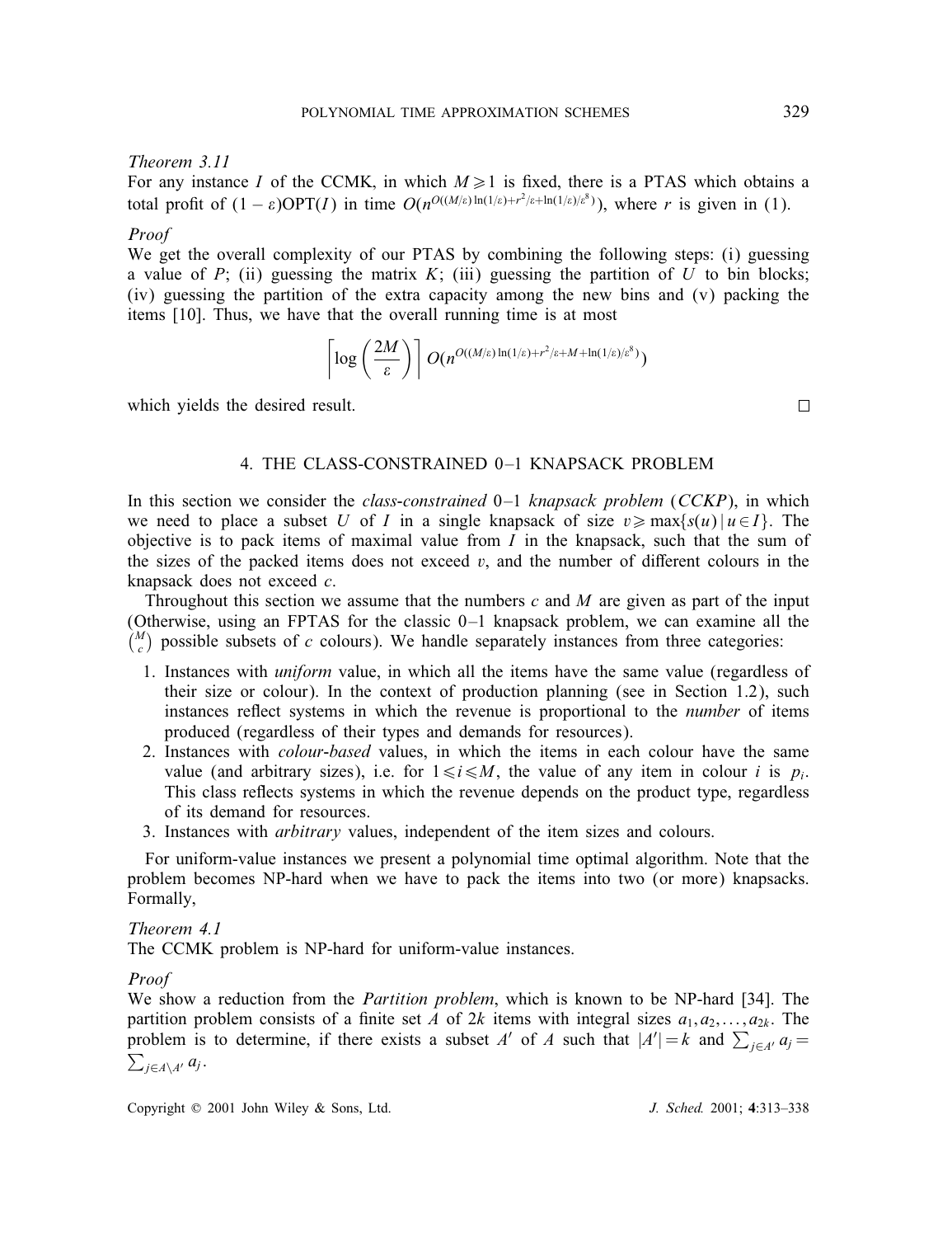*Theorem 3.11*

For any instance $I$ of the CCMK, in which $M \geqslant 1$ is fixed, there is a PTAS which obtains a total profit of $(1-\varepsilon)\text{OPT}(I)$ in time $O(n^{O((M/\varepsilon)\ln(1/\varepsilon)+r^2/\varepsilon+\ln(1/\varepsilon)/\varepsilon^8)})$, where $r$ is given in (1).

*Proof*

We get the overall complexity of our PTAS by combining the following steps: (i) guessing a value of $P$; (ii) guessing the matrix $K$; (iii) guessing the partition of $U$ to bin blocks; (iv) guessing the partition of the extra capacity among the new bins and (v) packing the items [10]. Thus, we have that the overall running time is at most

$$\left\lceil \log\left(\frac{2M}{\varepsilon}\right)\right\rceil O(n^{O((M/\varepsilon)\ln(1/\varepsilon)+r^2/\varepsilon+M+\ln(1/\varepsilon)/\varepsilon^8)})$$

which yields the desired result. □

## 4. THE CLASS-CONSTRAINED 0–1 KNAPSACK PROBLEM

In this section we consider the *class-constrained* 0–1 *knapsack problem* (*CCKP*), in which we need to place a subset $U$ of $I$ in a single knapsack of size $v \geqslant \max\{s(u) \mid u \in I\}$. The objective is to pack items of maximal value from $I$ in the knapsack, such that the sum of the sizes of the packed items does not exceed $v$, and the number of different colours in the knapsack does not exceed $c$.

Throughout this section we assume that the numbers $c$ and $M$ are given as part of the input (Otherwise, using an FPTAS for the classic 0–1 knapsack problem, we can examine all the $\binom{M}{c}$ possible subsets of $c$ colours). We handle separately instances from three categories:

1. Instances with *uniform* value, in which all the items have the same value (regardless of their size or colour). In the context of production planning (see in Section 1.2), such instances reflect systems in which the revenue is proportional to the *number* of items produced (regardless of their types and demands for resources).
2. Instances with *colour-based* values, in which the items in each colour have the same value (and arbitrary sizes), i.e. for $1 \leqslant i \leqslant M$, the value of any item in colour $i$ is $p_i$. This class reflects systems in which the revenue depends on the product type, regardless of its demand for resources.
3. Instances with *arbitrary* values, independent of the item sizes and colours.

For uniform-value instances we present a polynomial time optimal algorithm. Note that the problem becomes NP-hard when we have to pack the items into two (or more) knapsacks. Formally,

*Theorem 4.1*

The CCMK problem is NP-hard for uniform-value instances.

*Proof*

We show a reduction from the *Partition problem*, which is known to be NP-hard [34]. The partition problem consists of a finite set $A$ of $2k$ items with integral sizes $a_1, a_2, \ldots, a_{2k}$. The problem is to determine, if there exists a subset $A'$ of $A$ such that $|A'| = k$ and $\sum_{j \in A'} a_j = \sum_{j \in A \setminus A'} a_j$.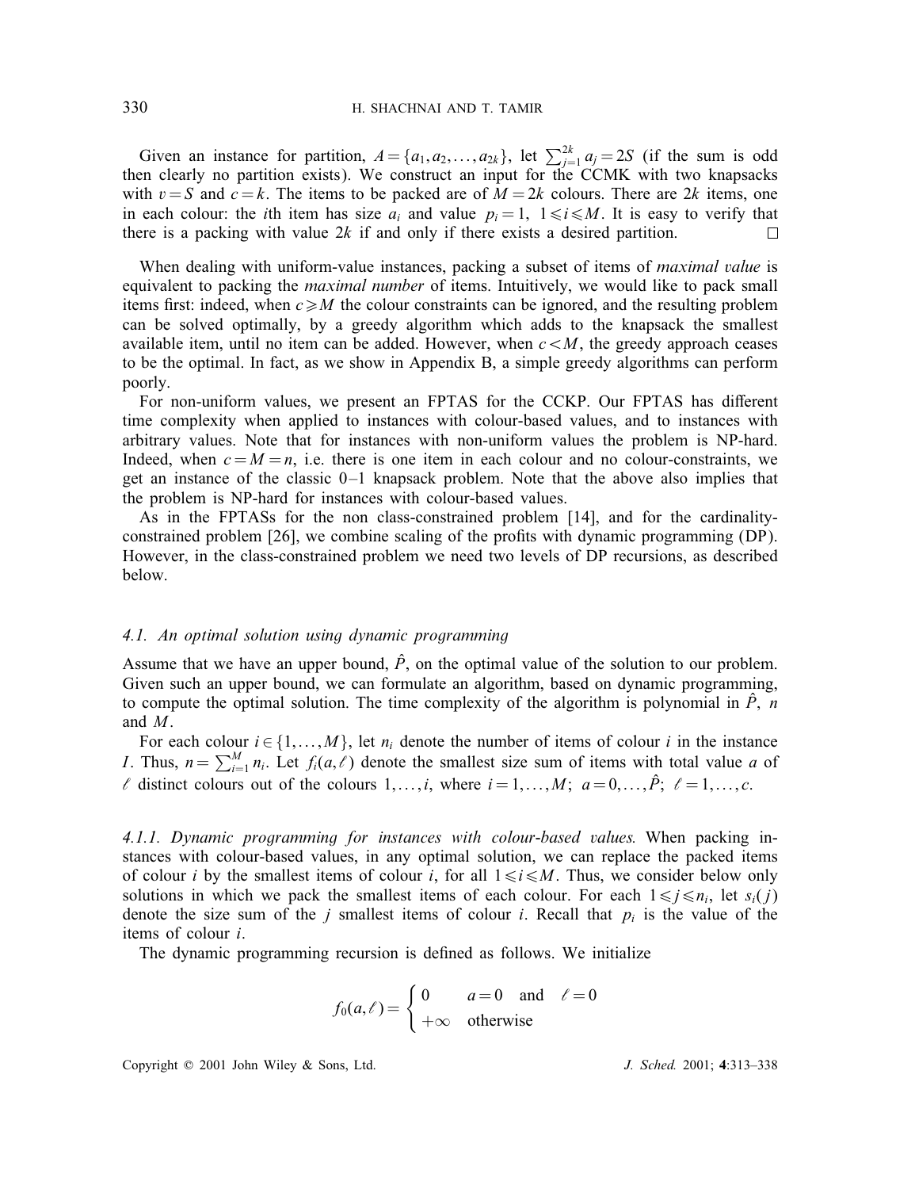Given an instance for partition, $A = \{a_1, a_2, \ldots, a_{2k}\}$, let $\sum_{j=1}^{2k} a_j = 2S$ (if the sum is odd then clearly no partition exists). We construct an input for the CCMK with two knapsacks with $v = S$ and $c = k$. The items to be packed are of $M = 2k$ colours. There are $2k$ items, one in each colour: the $i$th item has size $a_i$ and value $p_i = 1$, $1 \leqslant i \leqslant M$. It is easy to verify that there is a packing with value $2k$ if and only if there exists a desired partition. $\square$

When dealing with uniform-value instances, packing a subset of items of *maximal value* is equivalent to packing the *maximal number* of items. Intuitively, we would like to pack small items first: indeed, when $c \geqslant M$ the colour constraints can be ignored, and the resulting problem can be solved optimally, by a greedy algorithm which adds to the knapsack the smallest available item, until no item can be added. However, when $c < M$, the greedy approach ceases to be the optimal. In fact, as we show in Appendix B, a simple greedy algorithms can perform poorly.

For non-uniform values, we present an FPTAS for the CCKP. Our FPTAS has different time complexity when applied to instances with colour-based values, and to instances with arbitrary values. Note that for instances with non-uniform values the problem is NP-hard. Indeed, when $c = M = n$, i.e. there is one item in each colour and no colour-constraints, we get an instance of the classic 0–1 knapsack problem. Note that the above also implies that the problem is NP-hard for instances with colour-based values.

As in the FPTASs for the non class-constrained problem [14], and for the cardinality-constrained problem [26], we combine scaling of the profits with dynamic programming (DP). However, in the class-constrained problem we need two levels of DP recursions, as described below.

### 4.1. *An optimal solution using dynamic programming*

Assume that we have an upper bound, $\hat{P}$, on the optimal value of the solution to our problem. Given such an upper bound, we can formulate an algorithm, based on dynamic programming, to compute the optimal solution. The time complexity of the algorithm is polynomial in $\hat{P}$, $n$ and $M$.

For each colour $i \in \{1, \ldots, M\}$, let $n_i$ denote the number of items of colour $i$ in the instance $I$. Thus, $n = \sum_{i=1}^{M} n_i$. Let $f_i(a, \ell)$ denote the smallest size sum of items with total value $a$ of $\ell$ distinct colours out of the colours $1, \ldots, i$, where $i = 1, \ldots, M$; $a = 0, \ldots, \hat{P}$; $\ell = 1, \ldots, c$.

#### 4.1.1. *Dynamic programming for instances with colour-based values.*

When packing instances with colour-based values, in any optimal solution, we can replace the packed items of colour $i$ by the smallest items of colour $i$, for all $1 \leqslant i \leqslant M$. Thus, we consider below only solutions in which we pack the smallest items of each colour. For each $1 \leqslant j \leqslant n_i$, let $s_i(j)$ denote the size sum of the $j$ smallest items of colour $i$. Recall that $p_i$ is the value of the items of colour $i$.

The dynamic programming recursion is defined as follows. We initialize

$$f_0(a, \ell) = \begin{cases} 0 & a = 0 \quad \text{and} \quad \ell = 0 \\ +\infty & \text{otherwise} \end{cases}$$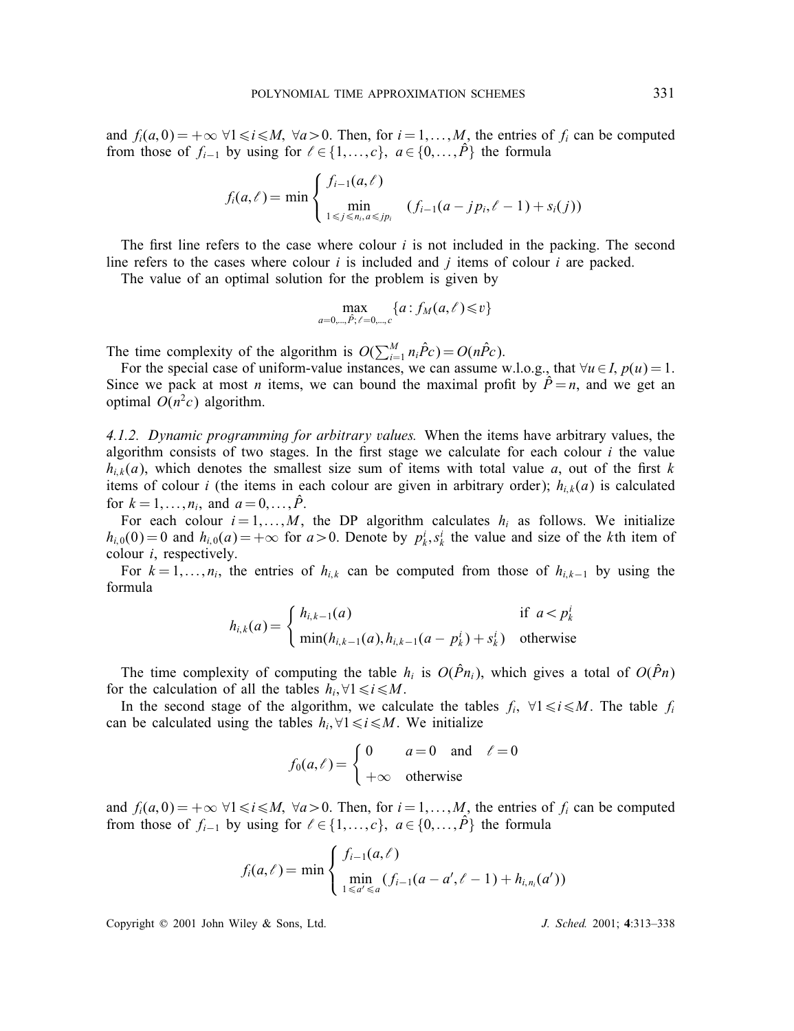and $f_i(a, 0) = +\infty \ \forall 1 \leqslant i \leqslant M, \ \forall a > 0$. Then, for $i = 1, \ldots, M$, the entries of $f_i$ can be computed from those of $f_{i-1}$ by using for $\ell \in \{1, \ldots, c\}, \ a \in \{0, \ldots, \hat{P}\}$ the formula

$$f_i(a, \ell) = \min \begin{cases} f_{i-1}(a, \ell) \\ \min\limits_{1 \leqslant j \leqslant n_i, a \leqslant j p_i} \quad (f_{i-1}(a - j p_i, \ell - 1) + s_i(j)) \end{cases}$$

The first line refers to the case where colour $i$ is not included in the packing. The second line refers to the cases where colour $i$ is included and $j$ items of colour $i$ are packed.

The value of an optimal solution for the problem is given by

$$\max_{a = 0, \ldots, \hat{P}; \ell = 0, \ldots, c} \{a : f_M(a, \ell) \leqslant v\}$$

The time complexity of the algorithm is $O(\sum_{i=1}^{M} n_i \hat{P} c) = O(n \hat{P} c)$.

For the special case of uniform-value instances, we can assume w.l.o.g., that $\forall u \in I, p(u) = 1$. Since we pack at most $n$ items, we can bound the maximal profit by $\hat{P} = n$, and we get an optimal $O(n^2 c)$ algorithm.

*4.1.2. Dynamic programming for arbitrary values.* When the items have arbitrary values, the algorithm consists of two stages. In the first stage we calculate for each colour $i$ the value $h_{i,k}(a)$, which denotes the smallest size sum of items with total value $a$, out of the first $k$ items of colour $i$ (the items in each colour are given in arbitrary order); $h_{i,k}(a)$ is calculated for $k = 1, \ldots, n_i$, and $a = 0, \ldots, \hat{P}$.

For each colour $i = 1, \ldots, M$, the DP algorithm calculates $h_i$ as follows. We initialize $h_{i,0}(0) = 0$ and $h_{i,0}(a) = +\infty$ for $a > 0$. Denote by $p_k^i, s_k^i$ the value and size of the $k$th item of colour $i$, respectively.

For $k = 1, \ldots, n_i$, the entries of $h_{i,k}$ can be computed from those of $h_{i,k-1}$ by using the formula

$$h_{i,k}(a) = \begin{cases} h_{i,k-1}(a) & \text{if } a < p_k^i \\ \min(h_{i,k-1}(a), h_{i,k-1}(a - p_k^i) + s_k^i) & \text{otherwise} \end{cases}$$

The time complexity of computing the table $h_i$ is $O(\hat{P} n_i)$, which gives a total of $O(\hat{P} n)$ for the calculation of all the tables $h_i, \forall 1 \leqslant i \leqslant M$.

In the second stage of the algorithm, we calculate the tables $f_i, \ \forall 1 \leqslant i \leqslant M$. The table $f_i$ can be calculated using the tables $h_i, \forall 1 \leqslant i \leqslant M$. We initialize

$$f_0(a, \ell) = \begin{cases} 0 & a = 0 \quad \text{and} \quad \ell = 0 \\ +\infty & \text{otherwise} \end{cases}$$

and $f_i(a, 0) = +\infty \ \forall 1 \leqslant i \leqslant M, \ \forall a > 0$. Then, for $i = 1, \ldots, M$, the entries of $f_i$ can be computed from those of $f_{i-1}$ by using for $\ell \in \{1, \ldots, c\}, \ a \in \{0, \ldots, \hat{P}\}$ the formula

$$f_i(a, \ell) = \min \begin{cases} f_{i-1}(a, \ell) \\ \min\limits_{1 \leqslant a' \leqslant a} (f_{i-1}(a - a', \ell - 1) + h_{i,n_i}(a')) \end{cases}$$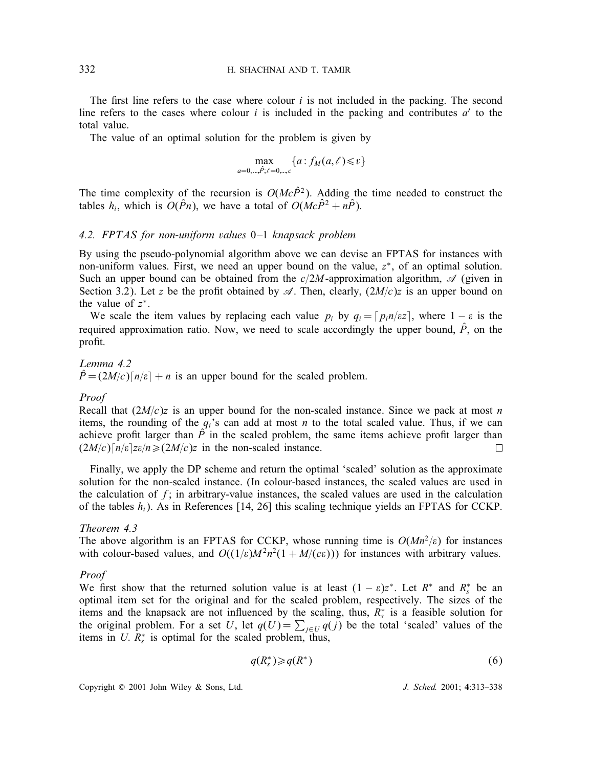The first line refers to the case where colour $i$ is not included in the packing. The second line refers to the cases where colour $i$ is included in the packing and contributes $a'$ to the total value.

The value of an optimal solution for the problem is given by

$$\max_{a=0,\ldots,\hat{P};\ell=0,\ldots,c} \{a : f_M(a,\ell) \leqslant v\}$$

The time complexity of the recursion is $O(Mc\hat{P}^2)$. Adding the time needed to construct the tables $h_i$, which is $O(\hat{P}n)$, we have a total of $O(Mc\hat{P}^2 + n\hat{P})$.

### *4.2. FPTAS for non-uniform values 0–1 knapsack problem*

By using the pseudo-polynomial algorithm above we can devise an FPTAS for instances with non-uniform values. First, we need an upper bound on the value, $z^*$, of an optimal solution. Such an upper bound can be obtained from the $c/2M$-approximation algorithm, $\mathscr{A}$ (given in Section 3.2). Let $z$ be the profit obtained by $\mathscr{A}$. Then, clearly, $(2M/c)z$ is an upper bound on the value of $z^*$.

We scale the item values by replacing each value $p_i$ by $q_i = \lceil p_i n/\varepsilon z \rceil$, where $1-\varepsilon$ is the required approximation ratio. Now, we need to scale accordingly the upper bound, $\hat{P}$, on the profit.

*Lemma 4.2*
$\hat{P} = (2M/c)\lceil n/\varepsilon \rceil + n$ is an upper bound for the scaled problem.

*Proof*
Recall that $(2M/c)z$ is an upper bound for the non-scaled instance. Since we pack at most $n$ items, the rounding of the $q_i$'s can add at most $n$ to the total scaled value. Thus, if we can achieve profit larger than $\hat{P}$ in the scaled problem, the same items achieve profit larger than $(2M/c)\lceil n/\varepsilon \rceil z\varepsilon/n \geqslant (2M/c)z$ in the non-scaled instance. □

Finally, we apply the DP scheme and return the optimal 'scaled' solution as the approximate solution for the non-scaled instance. (In colour-based instances, the scaled values are used in the calculation of $f$; in arbitrary-value instances, the scaled values are used in the calculation of the tables $h_i$). As in References [14, 26] this scaling technique yields an FPTAS for CCKP.

*Theorem 4.3*
The above algorithm is an FPTAS for CCKP, whose running time is $O(Mn^2/\varepsilon)$ for instances with colour-based values, and $O((1/\varepsilon)M^2 n^2(1 + M/(c\varepsilon)))$ for instances with arbitrary values.

*Proof*
We first show that the returned solution value is at least $(1-\varepsilon)z^*$. Let $R^*$ and $R_s^*$ be an optimal item set for the original and for the scaled problem, respectively. The sizes of the items and the knapsack are not influenced by the scaling, thus, $R_s^*$ is a feasible solution for the original problem. For a set $U$, let $q(U) = \sum_{j \in U} q(j)$ be the total 'scaled' values of the items in $U$. $R_s^*$ is optimal for the scaled problem, thus,

$$q(R_s^*) \geqslant q(R^*) \tag{6}$$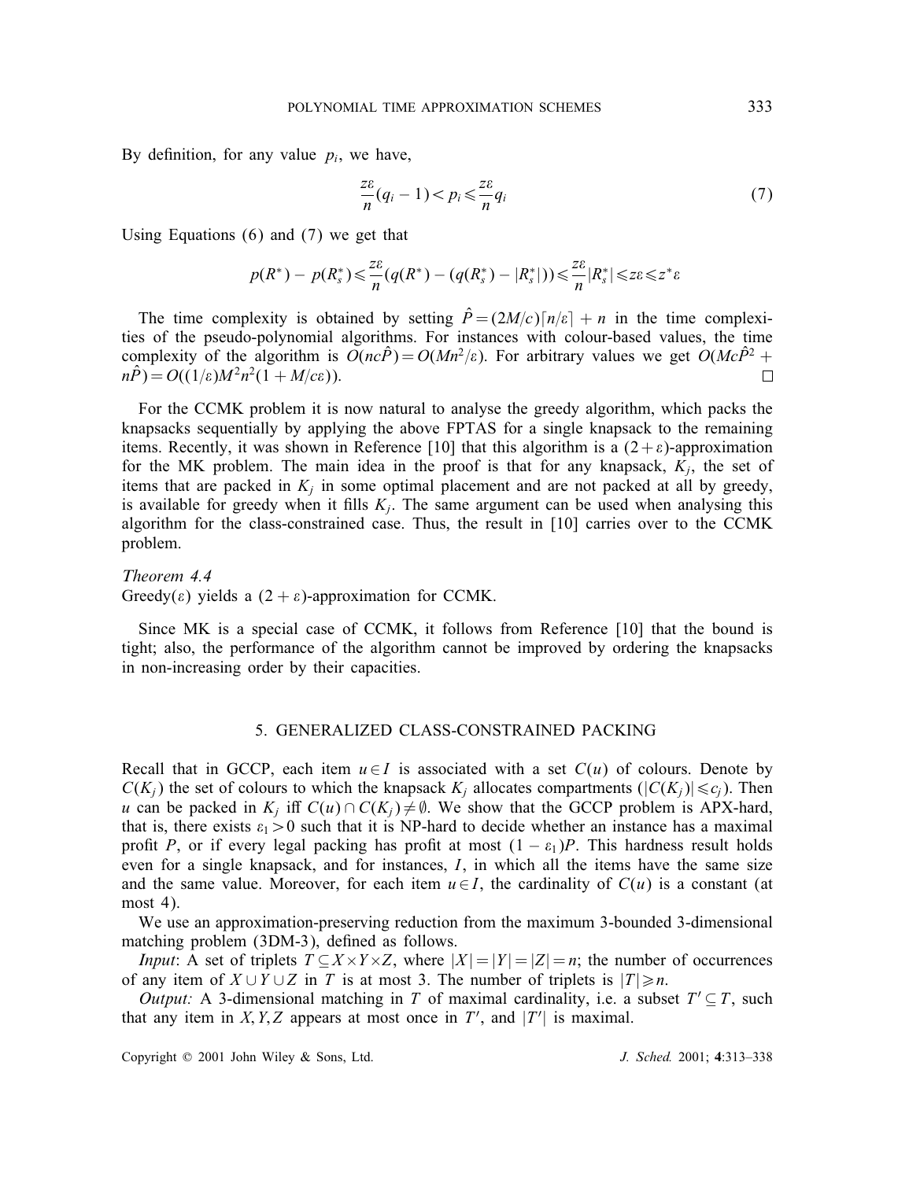By definition, for any value $p_i$, we have,

$$\frac{z\varepsilon}{n}(q_i - 1) < p_i \leqslant \frac{z\varepsilon}{n} q_i \tag{7}$$

Using Equations (6) and (7) we get that

$$p(R^*) - p(R_s^*) \leqslant \frac{z\varepsilon}{n}(q(R^*) - (q(R_s^*) - |R_s^*|)) \leqslant \frac{z\varepsilon}{n}|R_s^*| \leqslant z\varepsilon \leqslant z^*\varepsilon$$

The time complexity is obtained by setting $\hat{P} = (2M/c)\lceil n/\varepsilon \rceil + n$ in the time complexities of the pseudo-polynomial algorithms. For instances with colour-based values, the time complexity of the algorithm is $O(nc\hat{P}) = O(Mn^2/\varepsilon)$. For arbitrary values we get $O(Mc\hat{P}^2 + n\hat{P}) = O((1/\varepsilon)M^2 n^2(1 + M/c\varepsilon))$. $\square$

For the CCMK problem it is now natural to analyse the greedy algorithm, which packs the knapsacks sequentially by applying the above FPTAS for a single knapsack to the remaining items. Recently, it was shown in Reference [10] that this algorithm is a $(2+\varepsilon)$-approximation for the MK problem. The main idea in the proof is that for any knapsack, $K_j$, the set of items that are packed in $K_j$ in some optimal placement and are not packed at all by greedy, is available for greedy when it fills $K_j$. The same argument can be used when analysing this algorithm for the class-constrained case. Thus, the result in [10] carries over to the CCMK problem.

*Theorem 4.4*
Greedy($\varepsilon$) yields a $(2+\varepsilon)$-approximation for CCMK.

Since MK is a special case of CCMK, it follows from Reference [10] that the bound is tight; also, the performance of the algorithm cannot be improved by ordering the knapsacks in non-increasing order by their capacities.

## 5. GENERALIZED CLASS-CONSTRAINED PACKING

Recall that in GCCP, each item $u \in I$ is associated with a set $C(u)$ of colours. Denote by $C(K_j)$ the set of colours to which the knapsack $K_j$ allocates compartments ($|C(K_j)| \leqslant c_j$). Then $u$ can be packed in $K_j$ iff $C(u) \cap C(K_j) \neq \emptyset$. We show that the GCCP problem is APX-hard, that is, there exists $\varepsilon_1 > 0$ such that it is NP-hard to decide whether an instance has a maximal profit $P$, or if every legal packing has profit at most $(1 - \varepsilon_1)P$. This hardness result holds even for a single knapsack, and for instances, $I$, in which all the items have the same size and the same value. Moreover, for each item $u \in I$, the cardinality of $C(u)$ is a constant (at most 4).

We use an approximation-preserving reduction from the maximum 3-bounded 3-dimensional matching problem (3DM-3), defined as follows.

*Input*: A set of triplets $T \subseteq X \times Y \times Z$, where $|X| = |Y| = |Z| = n$; the number of occurrences of any item of $X \cup Y \cup Z$ in $T$ is at most 3. The number of triplets is $|T| \geqslant n$.

*Output:* A 3-dimensional matching in $T$ of maximal cardinality, i.e. a subset $T' \subseteq T$, such that any item in $X, Y, Z$ appears at most once in $T'$, and $|T'|$ is maximal.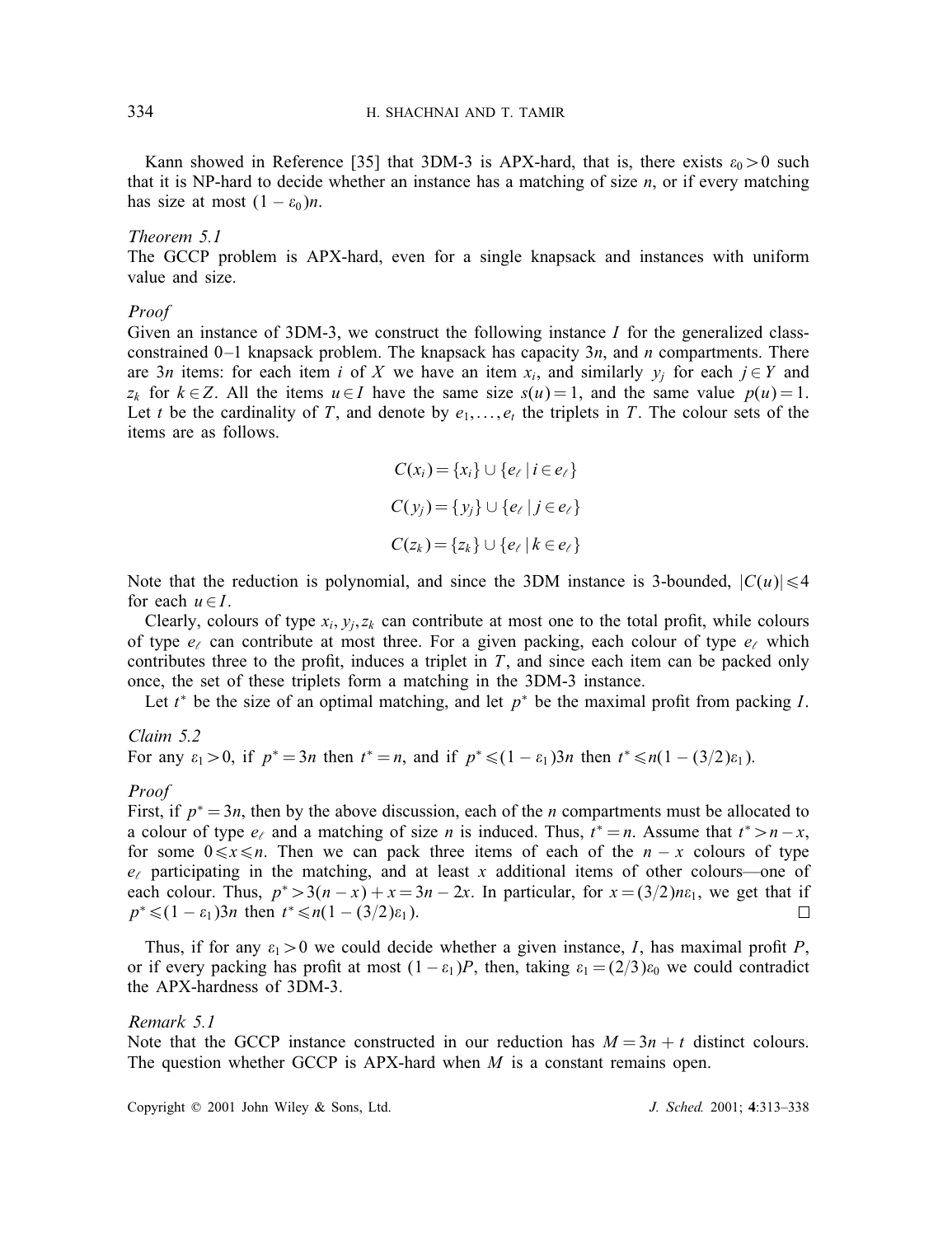Kann showed in Reference [35] that 3DM-3 is APX-hard, that is, there exists $\varepsilon_0 > 0$ such that it is NP-hard to decide whether an instance has a matching of size $n$, or if every matching has size at most $(1 - \varepsilon_0)n$.

*Theorem 5.1*
The GCCP problem is APX-hard, even for a single knapsack and instances with uniform value and size.

*Proof*
Given an instance of 3DM-3, we construct the following instance $I$ for the generalized class-constrained 0–1 knapsack problem. The knapsack has capacity $3n$, and $n$ compartments. There are $3n$ items: for each item $i$ of $X$ we have an item $x_i$, and similarly $y_j$ for each $j \in Y$ and $z_k$ for $k \in Z$. All the items $u \in I$ have the same size $s(u) = 1$, and the same value $p(u) = 1$. Let $t$ be the cardinality of $T$, and denote by $e_1, \ldots, e_t$ the triplets in $T$. The colour sets of the items are as follows.

$$C(x_i) = \{x_i\} \cup \{e_\ell \mid i \in e_\ell\}$$

$$C(y_j) = \{y_j\} \cup \{e_\ell \mid j \in e_\ell\}$$

$$C(z_k) = \{z_k\} \cup \{e_\ell \mid k \in e_\ell\}$$

Note that the reduction is polynomial, and since the 3DM instance is 3-bounded, $|C(u)| \leqslant 4$ for each $u \in I$.

Clearly, colours of type $x_i, y_j, z_k$ can contribute at most one to the total profit, while colours of type $e_\ell$ can contribute at most three. For a given packing, each colour of type $e_\ell$ which contributes three to the profit, induces a triplet in $T$, and since each item can be packed only once, the set of these triplets form a matching in the 3DM-3 instance.

Let $t^*$ be the size of an optimal matching, and let $p^*$ be the maximal profit from packing $I$.

*Claim 5.2*
For any $\varepsilon_1 > 0$, if $p^* = 3n$ then $t^* = n$, and if $p^* \leqslant (1 - \varepsilon_1)3n$ then $t^* \leqslant n(1 - (3/2)\varepsilon_1)$.

*Proof*
First, if $p^* = 3n$, then by the above discussion, each of the $n$ compartments must be allocated to a colour of type $e_\ell$ and a matching of size $n$ is induced. Thus, $t^* = n$. Assume that $t^* > n - x$, for some $0 \leqslant x \leqslant n$. Then we can pack three items of each of the $n - x$ colours of type $e_\ell$ participating in the matching, and at least $x$ additional items of other colours—one of each colour. Thus, $p^* > 3(n - x) + x = 3n - 2x$. In particular, for $x = (3/2)n\varepsilon_1$, we get that if $p^* \leqslant (1 - \varepsilon_1)3n$ then $t^* \leqslant n(1 - (3/2)\varepsilon_1)$. □

Thus, if for any $\varepsilon_1 > 0$ we could decide whether a given instance, $I$, has maximal profit $P$, or if every packing has profit at most $(1 - \varepsilon_1)P$, then, taking $\varepsilon_1 = (2/3)\varepsilon_0$ we could contradict the APX-hardness of 3DM-3.

*Remark 5.1*
Note that the GCCP instance constructed in our reduction has $M = 3n + t$ distinct colours. The question whether GCCP is APX-hard when $M$ is a constant remains open.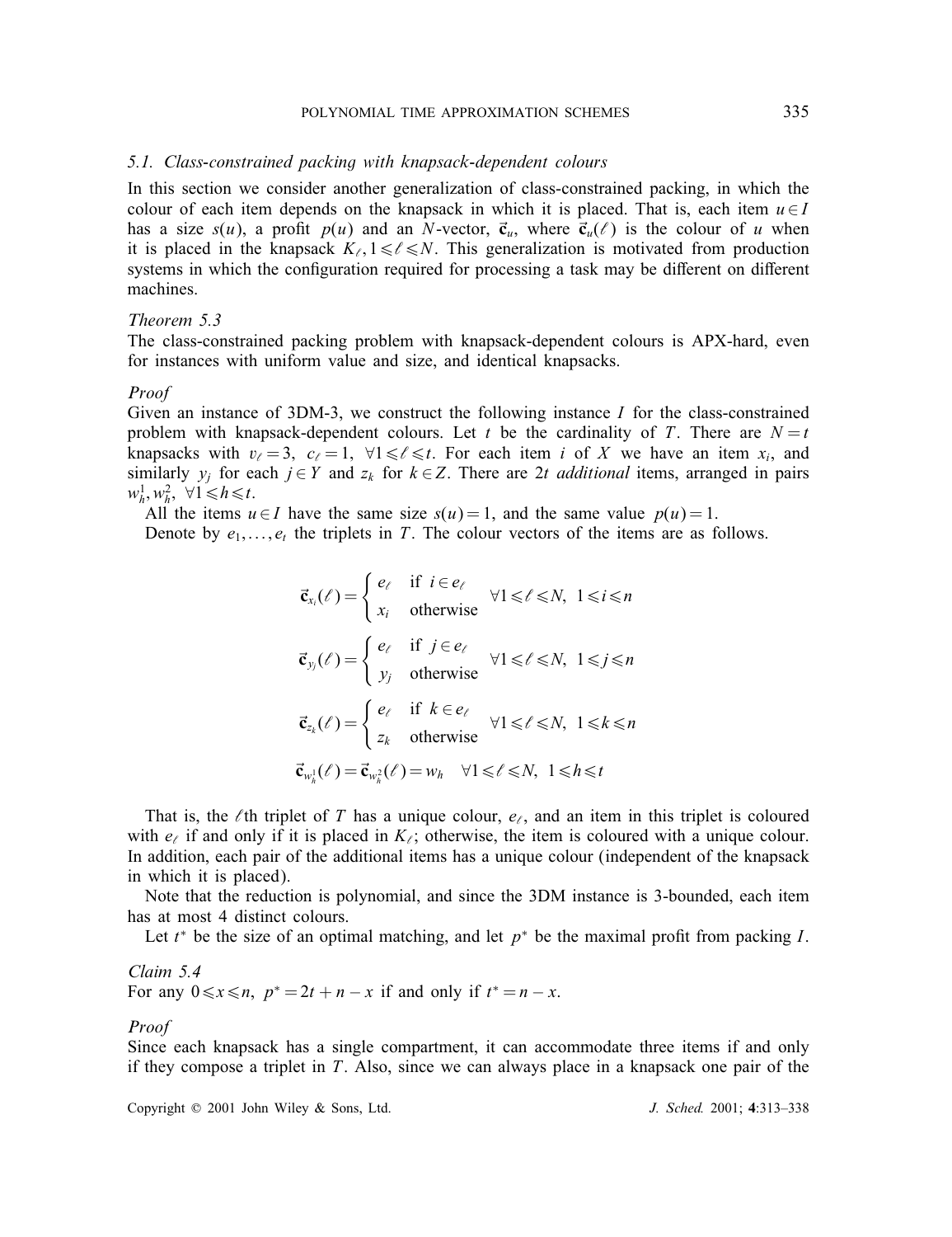### 5.1. Class-constrained packing with knapsack-dependent colours

In this section we consider another generalization of class-constrained packing, in which the colour of each item depends on the knapsack in which it is placed. That is, each item $u \in I$ has a size $s(u)$, a profit $p(u)$ and an $N$-vector, $\vec{\mathbf{c}}_u$, where $\vec{\mathbf{c}}_u(\ell)$ is the colour of $u$ when it is placed in the knapsack $K_\ell, 1 \leqslant \ell \leqslant N$. This generalization is motivated from production systems in which the configuration required for processing a task may be different on different machines.

*Theorem 5.3*

The class-constrained packing problem with knapsack-dependent colours is APX-hard, even for instances with uniform value and size, and identical knapsacks.

*Proof*

Given an instance of 3DM-3, we construct the following instance $I$ for the class-constrained problem with knapsack-dependent colours. Let $t$ be the cardinality of $T$. There are $N = t$ knapsacks with $v_\ell = 3,\ c_\ell = 1,\ \forall 1 \leqslant \ell \leqslant t$. For each item $i$ of $X$ we have an item $x_i$, and similarly $y_j$ for each $j \in Y$ and $z_k$ for $k \in Z$. There are $2t$ *additional* items, arranged in pairs $w_h^1, w_h^2,\ \forall 1 \leqslant h \leqslant t$.

All the items $u \in I$ have the same size $s(u) = 1$, and the same value $p(u) = 1$.

Denote by $e_1, \ldots, e_t$ the triplets in $T$. The colour vectors of the items are as follows.

$$\vec{\mathbf{c}}_{x_i}(\ell) = \begin{cases} e_\ell & \text{if } i \in e_\ell \\ x_i & \text{otherwise} \end{cases} \quad \forall 1 \leqslant \ell \leqslant N,\ 1 \leqslant i \leqslant n$$

$$\vec{\mathbf{c}}_{y_j}(\ell) = \begin{cases} e_\ell & \text{if } j \in e_\ell \\ y_j & \text{otherwise} \end{cases} \quad \forall 1 \leqslant \ell \leqslant N,\ 1 \leqslant j \leqslant n$$

$$\vec{\mathbf{c}}_{z_k}(\ell) = \begin{cases} e_\ell & \text{if } k \in e_\ell \\ z_k & \text{otherwise} \end{cases} \quad \forall 1 \leqslant \ell \leqslant N,\ 1 \leqslant k \leqslant n$$

$$\vec{\mathbf{c}}_{w_h^1}(\ell) = \vec{\mathbf{c}}_{w_h^2}(\ell) = w_h \quad \forall 1 \leqslant \ell \leqslant N,\ 1 \leqslant h \leqslant t$$

That is, the $\ell$th triplet of $T$ has a unique colour, $e_\ell$, and an item in this triplet is coloured with $e_\ell$ if and only if it is placed in $K_\ell$; otherwise, the item is coloured with a unique colour. In addition, each pair of the additional items has a unique colour (independent of the knapsack in which it is placed).

Note that the reduction is polynomial, and since the 3DM instance is 3-bounded, each item has at most 4 distinct colours.

Let $t^*$ be the size of an optimal matching, and let $p^*$ be the maximal profit from packing $I$.

*Claim 5.4*

For any $0 \leqslant x \leqslant n,\ p^* = 2t + n - x$ if and only if $t^* = n - x$.

*Proof*

Since each knapsack has a single compartment, it can accommodate three items if and only if they compose a triplet in $T$. Also, since we can always place in a knapsack one pair of the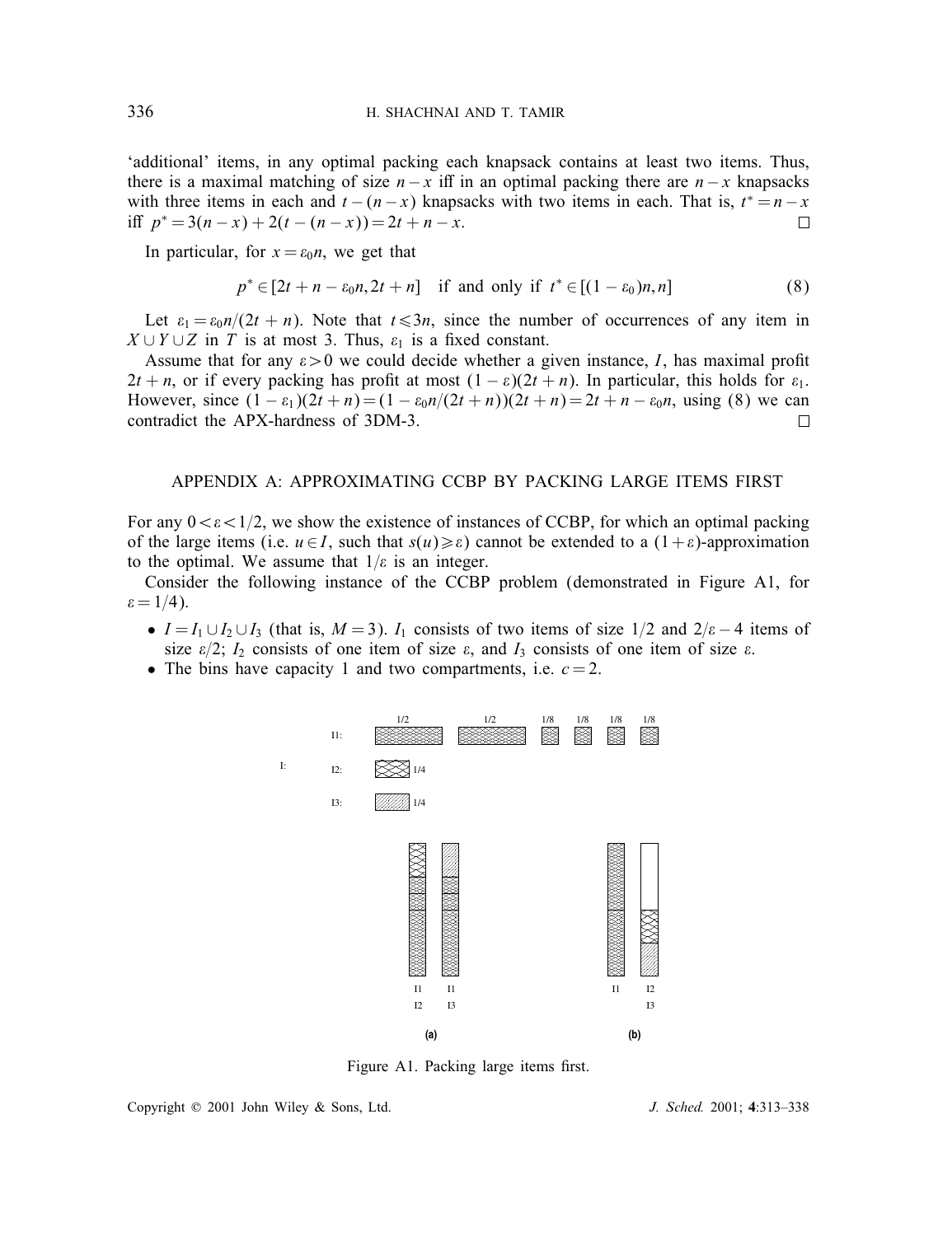'additional' items, in any optimal packing each knapsack contains at least two items. Thus, there is a maximal matching of size $n-x$ iff in an optimal packing there are $n-x$ knapsacks with three items in each and $t-(n-x)$ knapsacks with two items in each. That is, $t^* = n-x$ iff $p^* = 3(n-x) + 2(t-(n-x)) = 2t+n-x$. □

In particular, for $x = \varepsilon_0 n$, we get that

$$p^* \in [2t+n-\varepsilon_0 n, 2t+n] \quad \text{if and only if} \quad t^* \in [(1-\varepsilon_0)n, n] \tag{8}$$

Let $\varepsilon_1 = \varepsilon_0 n/(2t+n)$. Note that $t \leqslant 3n$, since the number of occurrences of any item in $X \cup Y \cup Z$ in $T$ is at most 3. Thus, $\varepsilon_1$ is a fixed constant.

Assume that for any $\varepsilon > 0$ we could decide whether a given instance, $I$, has maximal profit $2t+n$, or if every packing has profit at most $(1-\varepsilon)(2t+n)$. In particular, this holds for $\varepsilon_1$. However, since $(1-\varepsilon_1)(2t+n) = (1-\varepsilon_0 n/(2t+n))(2t+n) = 2t+n-\varepsilon_0 n$, using (8) we can contradict the APX-hardness of 3DM-3. □

## APPENDIX A: APPROXIMATING CCBP BY PACKING LARGE ITEMS FIRST

For any $0 < \varepsilon < 1/2$, we show the existence of instances of CCBP, for which an optimal packing of the large items (i.e. $u \in I$, such that $s(u) \geqslant \varepsilon$) cannot be extended to a $(1+\varepsilon)$-approximation to the optimal. We assume that $1/\varepsilon$ is an integer.

Consider the following instance of the CCBP problem (demonstrated in Figure A1, for $\varepsilon = 1/4$).

- $I = I_1 \cup I_2 \cup I_3$ (that is, $M = 3$). $I_1$ consists of two items of size $1/2$ and $2/\varepsilon - 4$ items of size $\varepsilon/2$; $I_2$ consists of one item of size $\varepsilon$, and $I_3$ consists of one item of size $\varepsilon$.
- The bins have capacity 1 and two compartments, i.e. $c = 2$.

Figure A1. Packing large items first.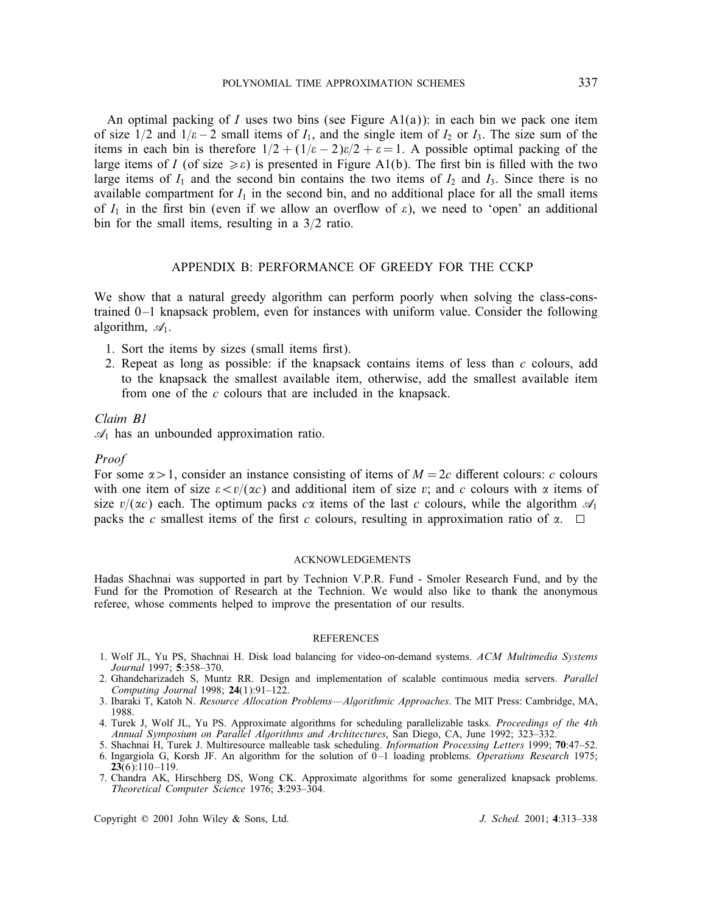An optimal packing of $I$ uses two bins (see Figure A1(a)): in each bin we pack one item of size $1/2$ and $1/\varepsilon - 2$ small items of $I_1$, and the single item of $I_2$ or $I_3$. The size sum of the items in each bin is therefore $1/2 + (1/\varepsilon - 2)\varepsilon/2 + \varepsilon = 1$. A possible optimal packing of the large items of $I$ (of size $\geqslant \varepsilon$) is presented in Figure A1(b). The first bin is filled with the two large items of $I_1$ and the second bin contains the two items of $I_2$ and $I_3$. Since there is no available compartment for $I_1$ in the second bin, and no additional place for all the small items of $I_1$ in the first bin (even if we allow an overflow of $\varepsilon$), we need to 'open' an additional bin for the small items, resulting in a $3/2$ ratio.

## APPENDIX B: PERFORMANCE OF GREEDY FOR THE CCKP

We show that a natural greedy algorithm can perform poorly when solving the class-constrained 0–1 knapsack problem, even for instances with uniform value. Consider the following algorithm, $\mathscr{A}_1$.

1. Sort the items by sizes (small items first).
2. Repeat as long as possible: if the knapsack contains items of less than $c$ colours, add to the knapsack the smallest available item, otherwise, add the smallest available item from one of the $c$ colours that are included in the knapsack.

*Claim B1*

$\mathscr{A}_1$ has an unbounded approximation ratio.

*Proof*

For some $\alpha > 1$, consider an instance consisting of items of $M = 2c$ different colours: $c$ colours with one item of size $\varepsilon < v/(\alpha c)$ and additional item of size $v$; and $c$ colours with $\alpha$ items of size $v/(\alpha c)$ each. The optimum packs $c\alpha$ items of the last $c$ colours, while the algorithm $\mathscr{A}_1$ packs the $c$ smallest items of the first $c$ colours, resulting in approximation ratio of $\alpha$. □

### ACKNOWLEDGEMENTS

Hadas Shachnai was supported in part by Technion V.P.R. Fund - Smoler Research Fund, and by the Fund for the Promotion of Research at the Technion. We would also like to thank the anonymous referee, whose comments helped to improve the presentation of our results.

### REFERENCES

1. Wolf JL, Yu PS, Shachnai H. Disk load balancing for video-on-demand systems. *ACM Multimedia Systems Journal* 1997; **5**:358–370.
2. Ghandeharizadeh S, Muntz RR. Design and implementation of scalable continuous media servers. *Parallel Computing Journal* 1998; **24**(1):91–122.
3. Ibaraki T, Katoh N. *Resource Allocation Problems—Algorithmic Approaches*. The MIT Press: Cambridge, MA, 1988.
4. Turek J, Wolf JL, Yu PS. Approximate algorithms for scheduling parallelizable tasks. *Proceedings of the 4th Annual Symposium on Parallel Algorithms and Architectures*, San Diego, CA, June 1992; 323–332.
5. Shachnai H, Turek J. Multiresource malleable task scheduling. *Information Processing Letters* 1999; **70**:47–52.
6. Ingargiola G, Korsh JF. An algorithm for the solution of 0–1 loading problems. *Operations Research* 1975; **23**(6):110–119.
7. Chandra AK, Hirschberg DS, Wong CK. Approximate algorithms for some generalized knapsack problems. *Theoretical Computer Science* 1976; **3**:293–304.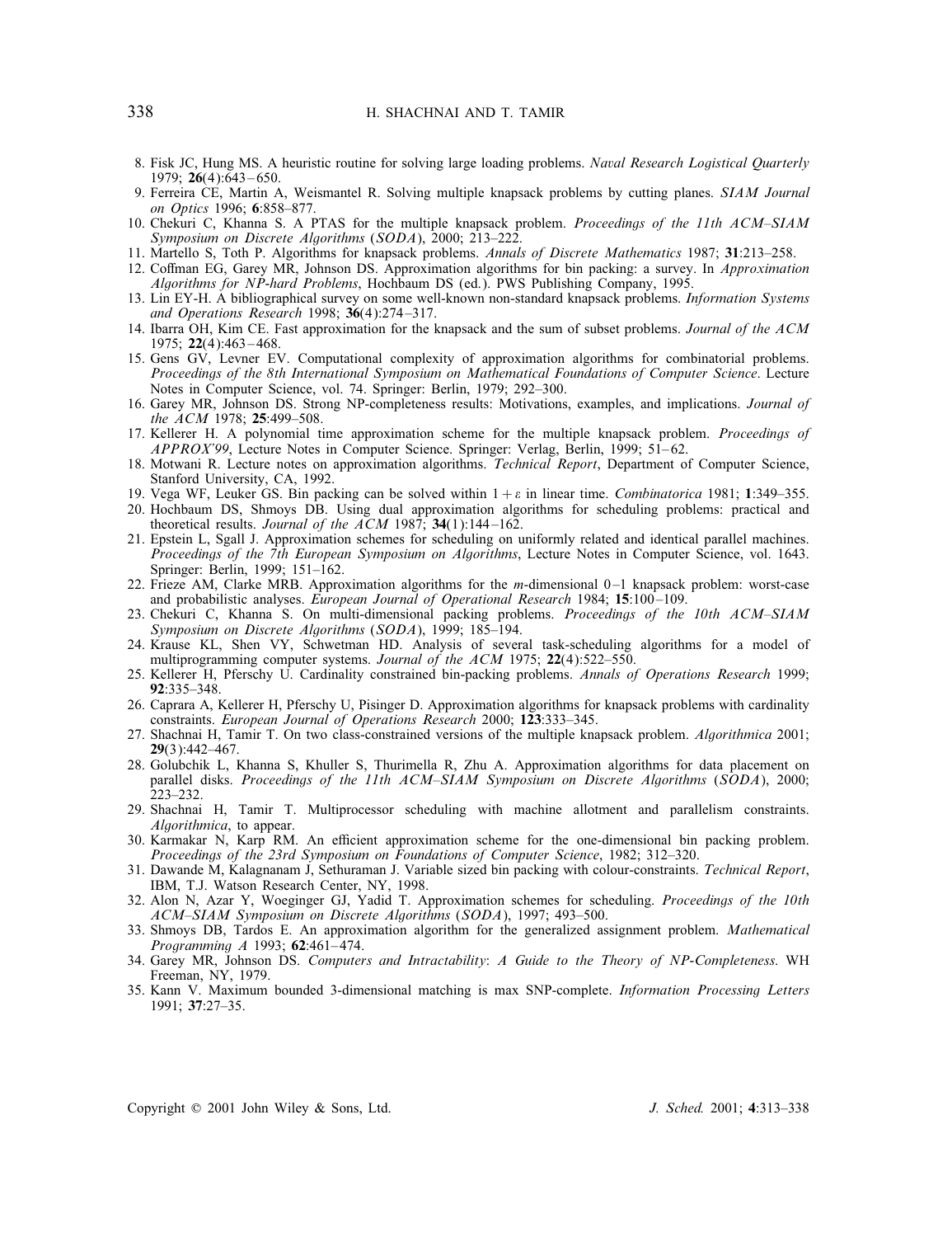8. Fisk JC, Hung MS. A heuristic routine for solving large loading problems. *Naval Research Logistical Quarterly* 1979; **26**(4):643–650.
9. Ferreira CE, Martin A, Weismantel R. Solving multiple knapsack problems by cutting planes. *SIAM Journal on Optics* 1996; **6**:858–877.
10. Chekuri C, Khanna S. A PTAS for the multiple knapsack problem. *Proceedings of the 11th ACM–SIAM Symposium on Discrete Algorithms* (*SODA*), 2000; 213–222.
11. Martello S, Toth P. Algorithms for knapsack problems. *Annals of Discrete Mathematics* 1987; **31**:213–258.
12. Coffman EG, Garey MR, Johnson DS. Approximation algorithms for bin packing: a survey. In *Approximation Algorithms for NP-hard Problems*, Hochbaum DS (ed.). PWS Publishing Company, 1995.
13. Lin EY-H. A bibliographical survey on some well-known non-standard knapsack problems. *Information Systems and Operations Research* 1998; **36**(4):274–317.
14. Ibarra OH, Kim CE. Fast approximation for the knapsack and the sum of subset problems. *Journal of the ACM* 1975; **22**(4):463–468.
15. Gens GV, Levner EV. Computational complexity of approximation algorithms for combinatorial problems. *Proceedings of the 8th International Symposium on Mathematical Foundations of Computer Science*. Lecture Notes in Computer Science, vol. 74. Springer: Berlin, 1979; 292–300.
16. Garey MR, Johnson DS. Strong NP-completeness results: Motivations, examples, and implications. *Journal of the ACM* 1978; **25**:499–508.
17. Kellerer H. A polynomial time approximation scheme for the multiple knapsack problem. *Proceedings of APPROX'99*, Lecture Notes in Computer Science. Springer: Verlag, Berlin, 1999; 51–62.
18. Motwani R. Lecture notes on approximation algorithms. *Technical Report*, Department of Computer Science, Stanford University, CA, 1992.
19. Vega WF, Leuker GS. Bin packing can be solved within $1+\varepsilon$ in linear time. *Combinatorica* 1981; **1**:349–355.
20. Hochbaum DS, Shmoys DB. Using dual approximation algorithms for scheduling problems: practical and theoretical results. *Journal of the ACM* 1987; **34**(1):144–162.
21. Epstein L, Sgall J. Approximation schemes for scheduling on uniformly related and identical parallel machines. *Proceedings of the 7th European Symposium on Algorithms*, Lecture Notes in Computer Science, vol. 1643. Springer: Berlin, 1999; 151–162.
22. Frieze AM, Clarke MRB. Approximation algorithms for the $m$-dimensional 0–1 knapsack problem: worst-case and probabilistic analyses. *European Journal of Operational Research* 1984; **15**:100–109.
23. Chekuri C, Khanna S. On multi-dimensional packing problems. *Proceedings of the 10th ACM–SIAM Symposium on Discrete Algorithms* (*SODA*), 1999; 185–194.
24. Krause KL, Shen VY, Schwetman HD. Analysis of several task-scheduling algorithms for a model of multiprogramming computer systems. *Journal of the ACM* 1975; **22**(4):522–550.
25. Kellerer H, Pferschy U. Cardinality constrained bin-packing problems. *Annals of Operations Research* 1999; **92**:335–348.
26. Caprara A, Kellerer H, Pferschy U, Pisinger D. Approximation algorithms for knapsack problems with cardinality constraints. *European Journal of Operations Research* 2000; **123**:333–345.
27. Shachnai H, Tamir T. On two class-constrained versions of the multiple knapsack problem. *Algorithmica* 2001; **29**(3):442–467.
28. Golubchik L, Khanna S, Khuller S, Thurimella R, Zhu A. Approximation algorithms for data placement on parallel disks. *Proceedings of the 11th ACM–SIAM Symposium on Discrete Algorithms* (*SODA*), 2000; 223–232.
29. Shachnai H, Tamir T. Multiprocessor scheduling with machine allotment and parallelism constraints. *Algorithmica*, to appear.
30. Karmakar N, Karp RM. An efficient approximation scheme for the one-dimensional bin packing problem. *Proceedings of the 23rd Symposium on Foundations of Computer Science*, 1982; 312–320.
31. Dawande M, Kalagnanam J, Sethuraman J. Variable sized bin packing with colour-constraints. *Technical Report*, IBM, T.J. Watson Research Center, NY, 1998.
32. Alon N, Azar Y, Woeginger GJ, Yadid T. Approximation schemes for scheduling. *Proceedings of the 10th ACM–SIAM Symposium on Discrete Algorithms* (*SODA*), 1997; 493–500.
33. Shmoys DB, Tardos E. An approximation algorithm for the generalized assignment problem. *Mathematical Programming A* 1993; **62**:461–474.
34. Garey MR, Johnson DS. *Computers and Intractability*: *A Guide to the Theory of NP-Completeness*. WH Freeman, NY, 1979.
35. Kann V. Maximum bounded 3-dimensional matching is max SNP-complete. *Information Processing Letters* 1991; **37**:27–35.